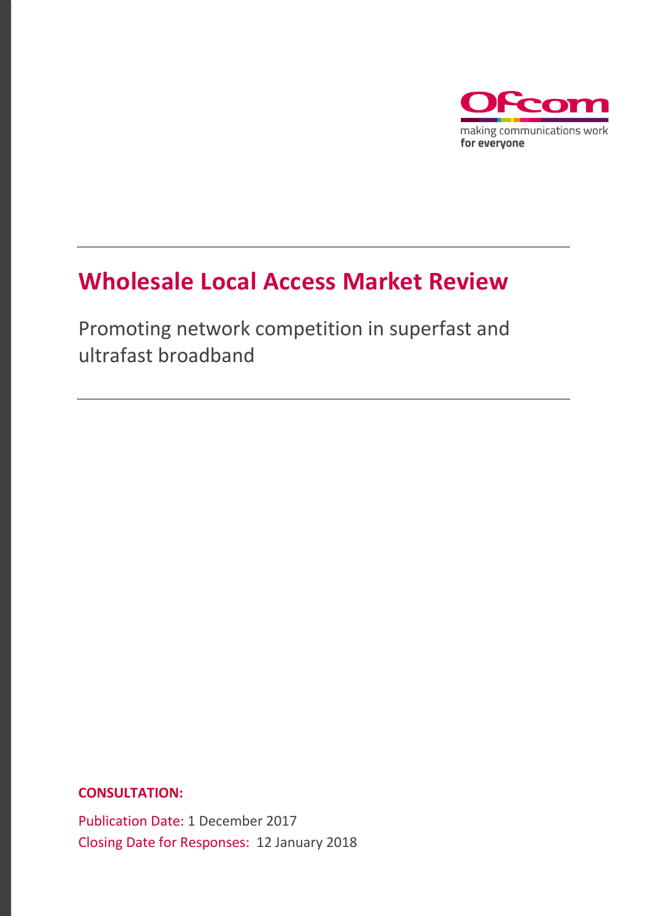Ofcom

making communications work
**for everyone**

# Wholesale Local Access Market Review

Promoting network competition in superfast and ultrafast broadband

**CONSULTATION:**

Publication Date: 1 December 2017
Closing Date for Responses: 12 January 2018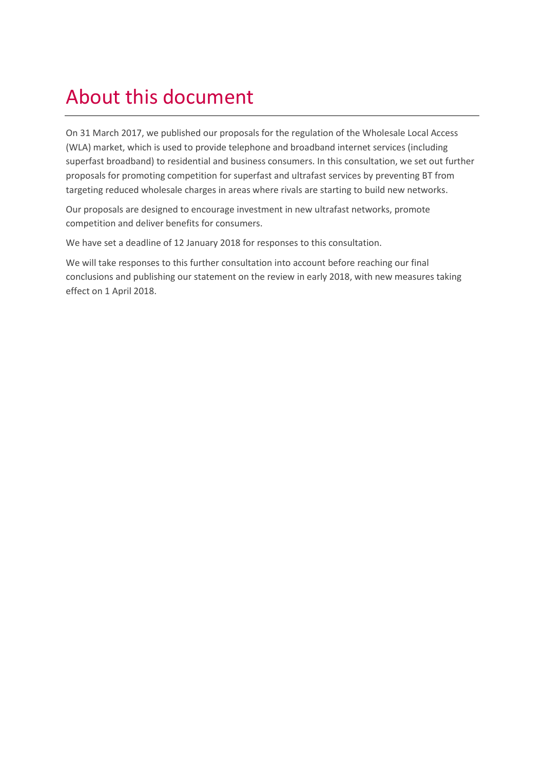# About this document

On 31 March 2017, we published our proposals for the regulation of the Wholesale Local Access (WLA) market, which is used to provide telephone and broadband internet services (including superfast broadband) to residential and business consumers. In this consultation, we set out further proposals for promoting competition for superfast and ultrafast services by preventing BT from targeting reduced wholesale charges in areas where rivals are starting to build new networks.

Our proposals are designed to encourage investment in new ultrafast networks, promote competition and deliver benefits for consumers.

We have set a deadline of 12 January 2018 for responses to this consultation.

We will take responses to this further consultation into account before reaching our final conclusions and publishing our statement on the review in early 2018, with new measures taking effect on 1 April 2018.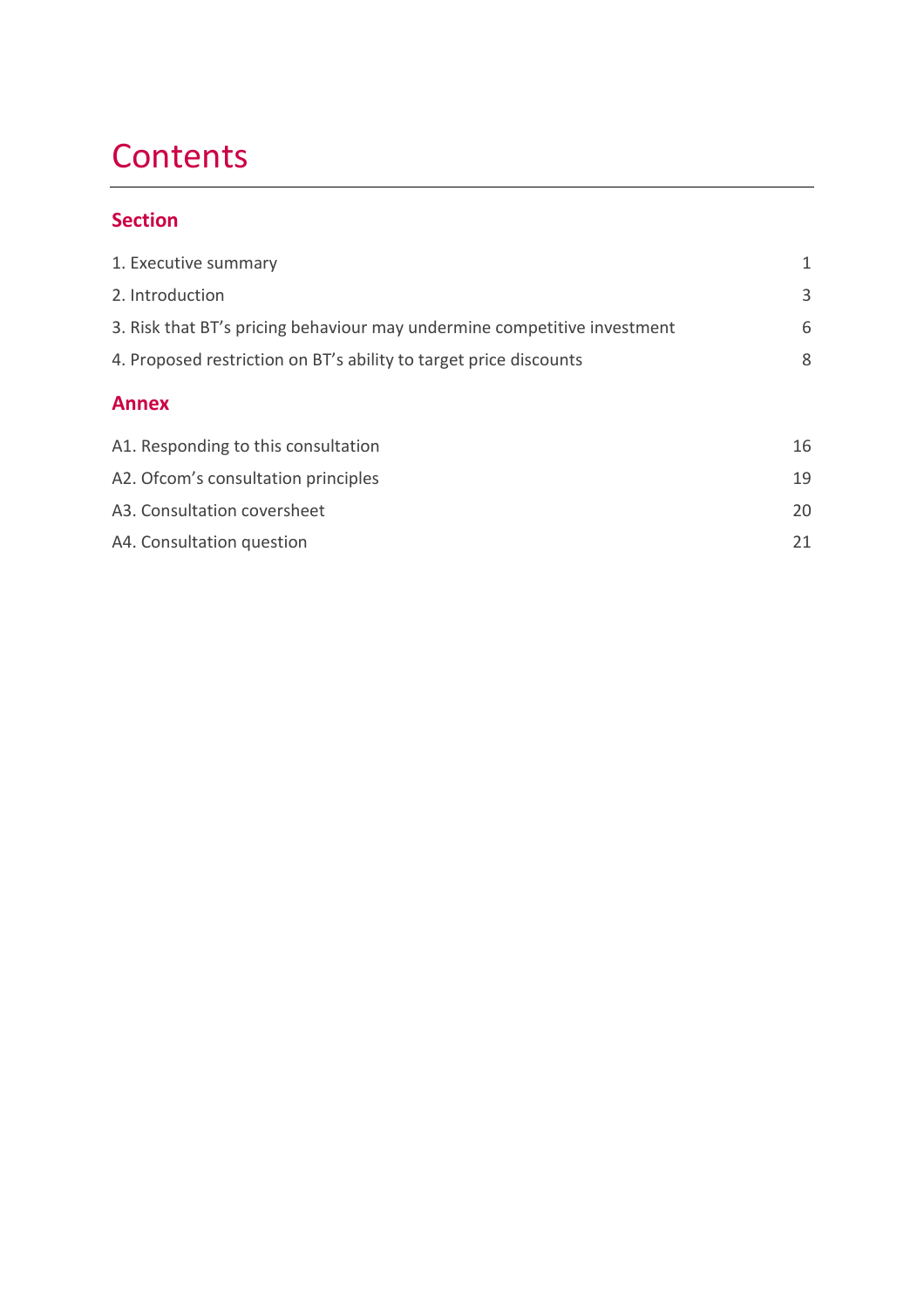# Contents

## Section

| | |
|---|---|
| 1. Executive summary | 1 |
| 2. Introduction | 3 |
| 3. Risk that BT's pricing behaviour may undermine competitive investment | 6 |
| 4. Proposed restriction on BT's ability to target price discounts | 8 |

## Annex

| | |
|---|---|
| A1. Responding to this consultation | 16 |
| A2. Ofcom's consultation principles | 19 |
| A3. Consultation coversheet | 20 |
| A4. Consultation question | 21 |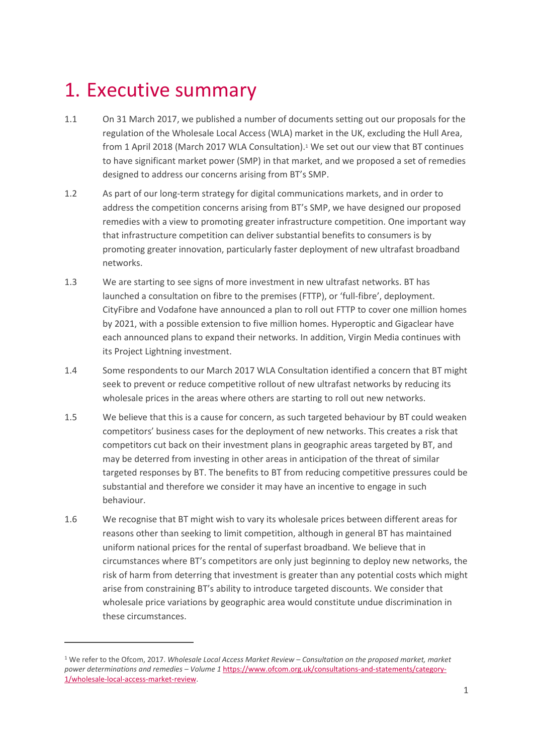# 1. Executive summary

1.1 On 31 March 2017, we published a number of documents setting out our proposals for the regulation of the Wholesale Local Access (WLA) market in the UK, excluding the Hull Area, from 1 April 2018 (March 2017 WLA Consultation).[1] We set out our view that BT continues to have significant market power (SMP) in that market, and we proposed a set of remedies designed to address our concerns arising from BT's SMP.

1.2 As part of our long-term strategy for digital communications markets, and in order to address the competition concerns arising from BT's SMP, we have designed our proposed remedies with a view to promoting greater infrastructure competition. One important way that infrastructure competition can deliver substantial benefits to consumers is by promoting greater innovation, particularly faster deployment of new ultrafast broadband networks.

1.3 We are starting to see signs of more investment in new ultrafast networks. BT has launched a consultation on fibre to the premises (FTTP), or 'full-fibre', deployment. CityFibre and Vodafone have announced a plan to roll out FTTP to cover one million homes by 2021, with a possible extension to five million homes. Hyperoptic and Gigaclear have each announced plans to expand their networks. In addition, Virgin Media continues with its Project Lightning investment.

1.4 Some respondents to our March 2017 WLA Consultation identified a concern that BT might seek to prevent or reduce competitive rollout of new ultrafast networks by reducing its wholesale prices in the areas where others are starting to roll out new networks.

1.5 We believe that this is a cause for concern, as such targeted behaviour by BT could weaken competitors' business cases for the deployment of new networks. This creates a risk that competitors cut back on their investment plans in geographic areas targeted by BT, and may be deterred from investing in other areas in anticipation of the threat of similar targeted responses by BT. The benefits to BT from reducing competitive pressures could be substantial and therefore we consider it may have an incentive to engage in such behaviour.

1.6 We recognise that BT might wish to vary its wholesale prices between different areas for reasons other than seeking to limit competition, although in general BT has maintained uniform national prices for the rental of superfast broadband. We believe that in circumstances where BT's competitors are only just beginning to deploy new networks, the risk of harm from deterring that investment is greater than any potential costs which might arise from constraining BT's ability to introduce targeted discounts. We consider that wholesale price variations by geographic area would constitute undue discrimination in these circumstances.

---

[1] We refer to the Ofcom, 2017. *Wholesale Local Access Market Review – Consultation on the proposed market, market power determinations and remedies – Volume 1* https://www.ofcom.org.uk/consultations-and-statements/category-1/wholesale-local-access-market-review.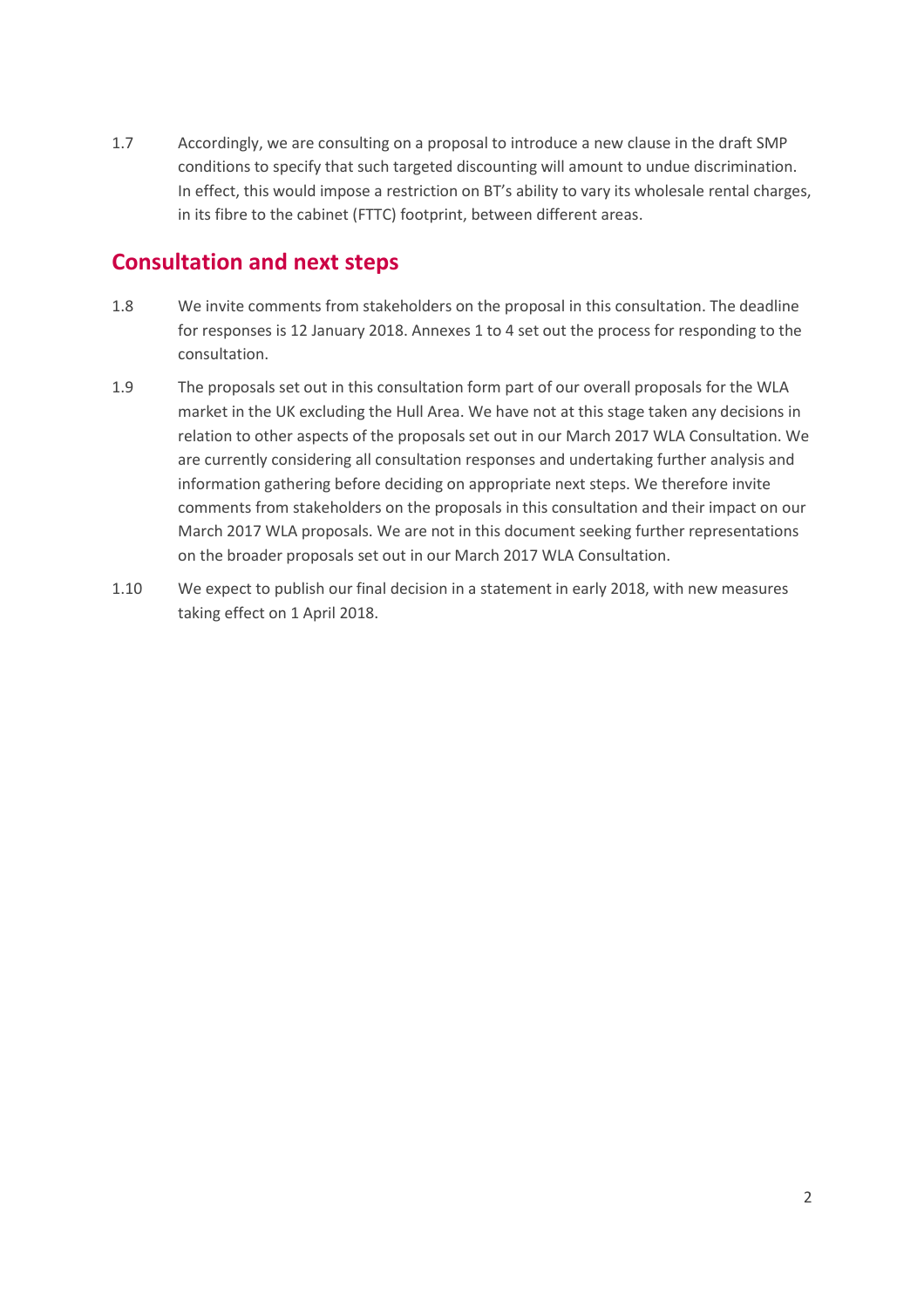1.7 Accordingly, we are consulting on a proposal to introduce a new clause in the draft SMP conditions to specify that such targeted discounting will amount to undue discrimination. In effect, this would impose a restriction on BT's ability to vary its wholesale rental charges, in its fibre to the cabinet (FTTC) footprint, between different areas.

## Consultation and next steps

1.8 We invite comments from stakeholders on the proposal in this consultation. The deadline for responses is 12 January 2018. Annexes 1 to 4 set out the process for responding to the consultation.

1.9 The proposals set out in this consultation form part of our overall proposals for the WLA market in the UK excluding the Hull Area. We have not at this stage taken any decisions in relation to other aspects of the proposals set out in our March 2017 WLA Consultation. We are currently considering all consultation responses and undertaking further analysis and information gathering before deciding on appropriate next steps. We therefore invite comments from stakeholders on the proposals in this consultation and their impact on our March 2017 WLA proposals. We are not in this document seeking further representations on the broader proposals set out in our March 2017 WLA Consultation.

1.10 We expect to publish our final decision in a statement in early 2018, with new measures taking effect on 1 April 2018.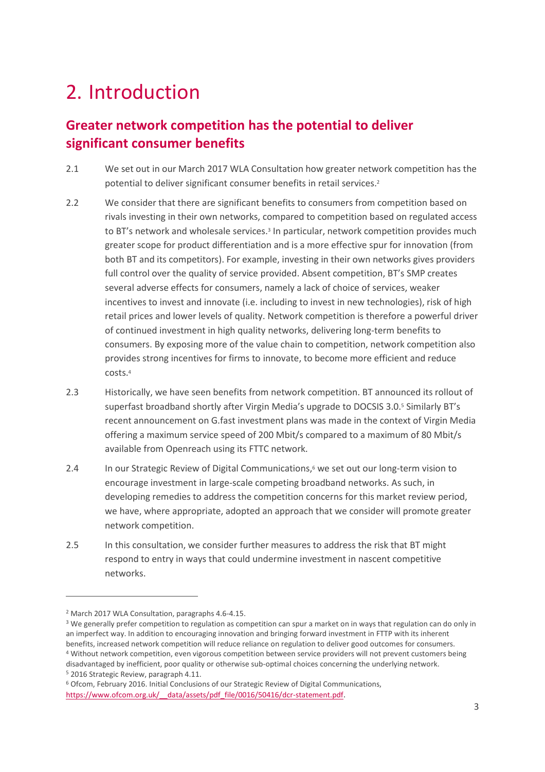# 2. Introduction

## Greater network competition has the potential to deliver significant consumer benefits

2.1 We set out in our March 2017 WLA Consultation how greater network competition has the potential to deliver significant consumer benefits in retail services.[2]

2.2 We consider that there are significant benefits to consumers from competition based on rivals investing in their own networks, compared to competition based on regulated access to BT's network and wholesale services.[3] In particular, network competition provides much greater scope for product differentiation and is a more effective spur for innovation (from both BT and its competitors). For example, investing in their own networks gives providers full control over the quality of service provided. Absent competition, BT's SMP creates several adverse effects for consumers, namely a lack of choice of services, weaker incentives to invest and innovate (i.e. including to invest in new technologies), risk of high retail prices and lower levels of quality. Network competition is therefore a powerful driver of continued investment in high quality networks, delivering long-term benefits to consumers. By exposing more of the value chain to competition, network competition also provides strong incentives for firms to innovate, to become more efficient and reduce costs.[4]

2.3 Historically, we have seen benefits from network competition. BT announced its rollout of superfast broadband shortly after Virgin Media's upgrade to DOCSIS 3.0.[5] Similarly BT's recent announcement on G.fast investment plans was made in the context of Virgin Media offering a maximum service speed of 200 Mbit/s compared to a maximum of 80 Mbit/s available from Openreach using its FTTC network.

2.4 In our Strategic Review of Digital Communications,[6] we set out our long-term vision to encourage investment in large-scale competing broadband networks. As such, in developing remedies to address the competition concerns for this market review period, we have, where appropriate, adopted an approach that we consider will promote greater network competition.

2.5 In this consultation, we consider further measures to address the risk that BT might respond to entry in ways that could undermine investment in nascent competitive networks.

---

[2] March 2017 WLA Consultation, paragraphs 4.6-4.15.

[3] We generally prefer competition to regulation as competition can spur a market on in ways that regulation can do only in an imperfect way. In addition to encouraging innovation and bringing forward investment in FTTP with its inherent benefits, increased network competition will reduce reliance on regulation to deliver good outcomes for consumers.

[4] Without network competition, even vigorous competition between service providers will not prevent customers being disadvantaged by inefficient, poor quality or otherwise sub-optimal choices concerning the underlying network.

[5] 2016 Strategic Review, paragraph 4.11.

[6] Ofcom, February 2016. Initial Conclusions of our Strategic Review of Digital Communications, https://www.ofcom.org.uk/__data/assets/pdf_file/0016/50416/dcr-statement.pdf.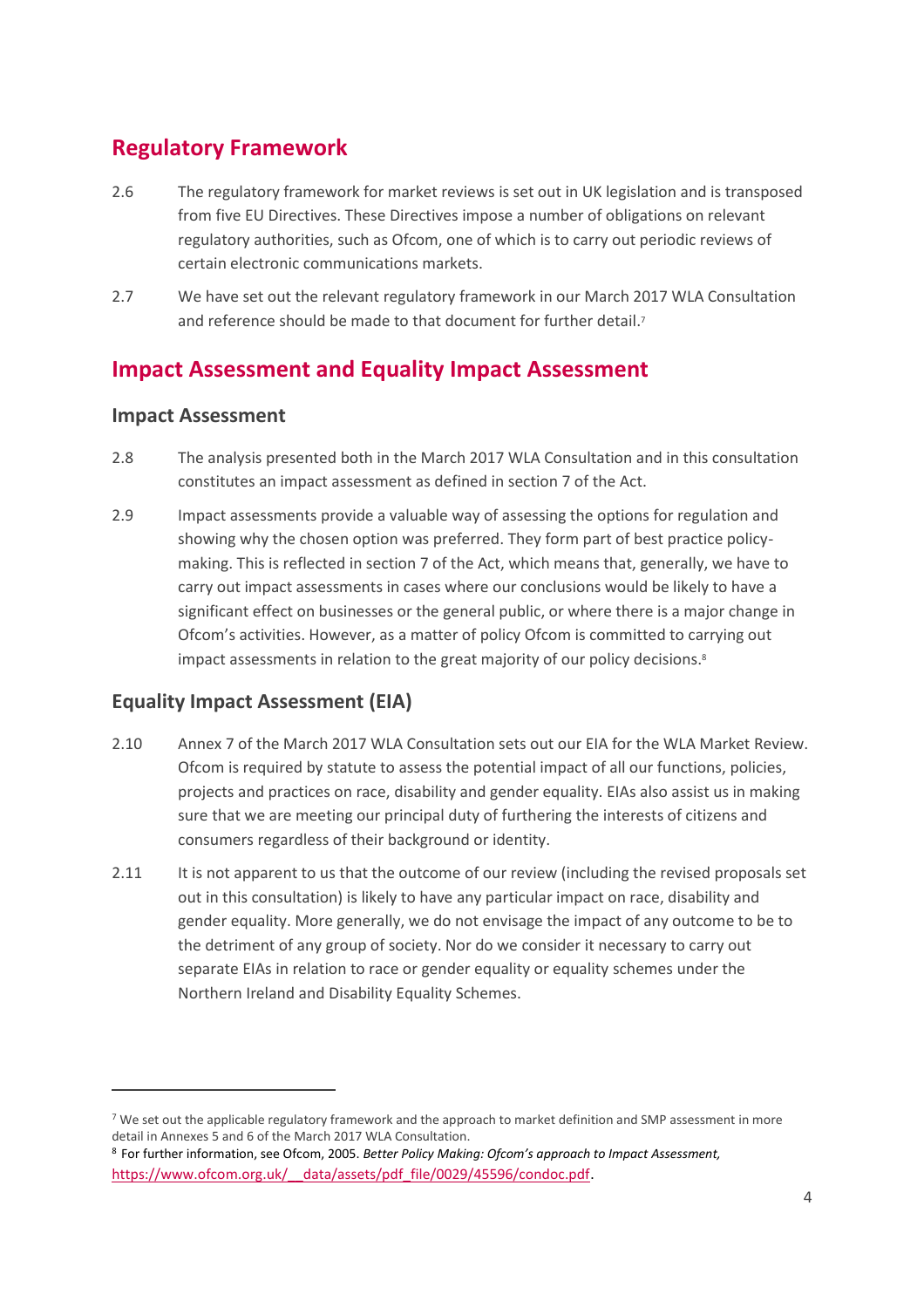## Regulatory Framework

2.6 The regulatory framework for market reviews is set out in UK legislation and is transposed from five EU Directives. These Directives impose a number of obligations on relevant regulatory authorities, such as Ofcom, one of which is to carry out periodic reviews of certain electronic communications markets.

2.7 We have set out the relevant regulatory framework in our March 2017 WLA Consultation and reference should be made to that document for further detail.[7]

## Impact Assessment and Equality Impact Assessment

### Impact Assessment

2.8 The analysis presented both in the March 2017 WLA Consultation and in this consultation constitutes an impact assessment as defined in section 7 of the Act.

2.9 Impact assessments provide a valuable way of assessing the options for regulation and showing why the chosen option was preferred. They form part of best practice policy-making. This is reflected in section 7 of the Act, which means that, generally, we have to carry out impact assessments in cases where our conclusions would be likely to have a significant effect on businesses or the general public, or where there is a major change in Ofcom's activities. However, as a matter of policy Ofcom is committed to carrying out impact assessments in relation to the great majority of our policy decisions.[8]

### Equality Impact Assessment (EIA)

2.10 Annex 7 of the March 2017 WLA Consultation sets out our EIA for the WLA Market Review. Ofcom is required by statute to assess the potential impact of all our functions, policies, projects and practices on race, disability and gender equality. EIAs also assist us in making sure that we are meeting our principal duty of furthering the interests of citizens and consumers regardless of their background or identity.

2.11 It is not apparent to us that the outcome of our review (including the revised proposals set out in this consultation) is likely to have any particular impact on race, disability and gender equality. More generally, we do not envisage the impact of any outcome to be to the detriment of any group of society. Nor do we consider it necessary to carry out separate EIAs in relation to race or gender equality or equality schemes under the Northern Ireland and Disability Equality Schemes.

---

[7] We set out the applicable regulatory framework and the approach to market definition and SMP assessment in more detail in Annexes 5 and 6 of the March 2017 WLA Consultation.

[8] For further information, see Ofcom, 2005. *Better Policy Making: Ofcom's approach to Impact Assessment,* https://www.ofcom.org.uk/__data/assets/pdf_file/0029/45596/condoc.pdf.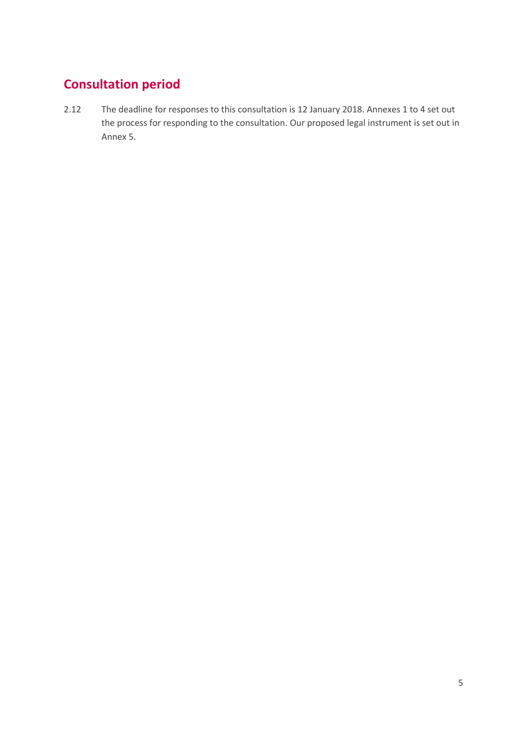## Consultation period

2.12 The deadline for responses to this consultation is 12 January 2018. Annexes 1 to 4 set out the process for responding to the consultation. Our proposed legal instrument is set out in Annex 5.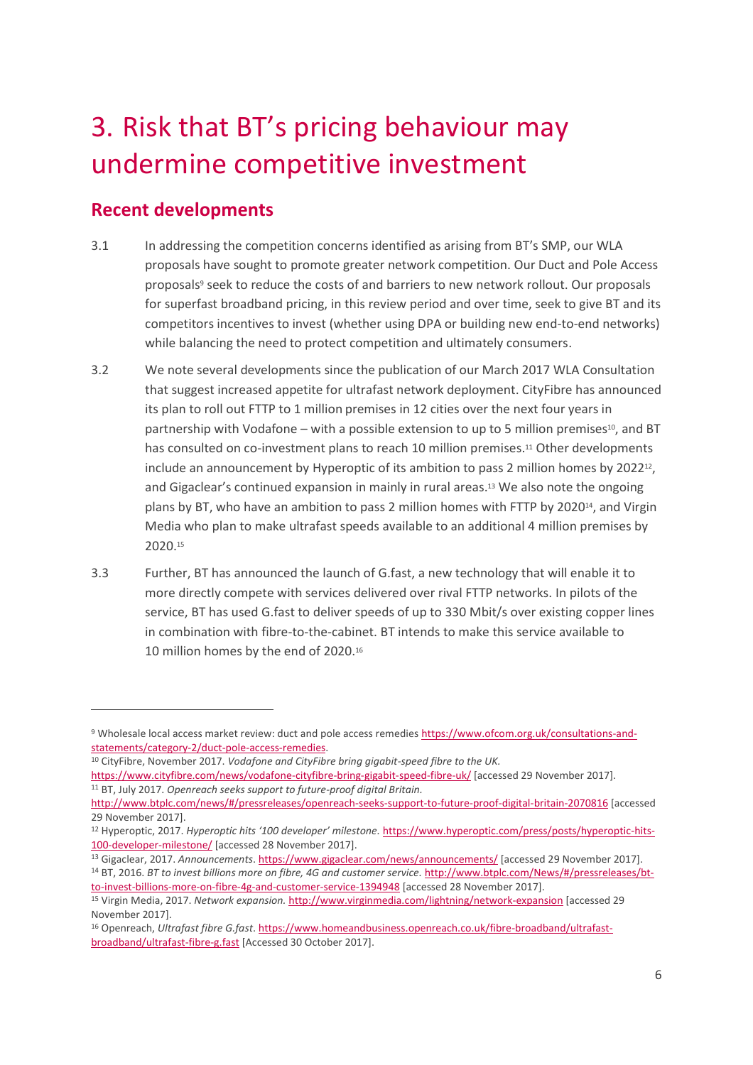# 3. Risk that BT's pricing behaviour may undermine competitive investment

## Recent developments

3.1 In addressing the competition concerns identified as arising from BT's SMP, our WLA proposals have sought to promote greater network competition. Our Duct and Pole Access proposals[9] seek to reduce the costs of and barriers to new network rollout. Our proposals for superfast broadband pricing, in this review period and over time, seek to give BT and its competitors incentives to invest (whether using DPA or building new end-to-end networks) while balancing the need to protect competition and ultimately consumers.

3.2 We note several developments since the publication of our March 2017 WLA Consultation that suggest increased appetite for ultrafast network deployment. CityFibre has announced its plan to roll out FTTP to 1 million premises in 12 cities over the next four years in partnership with Vodafone – with a possible extension to up to 5 million premises[10], and BT has consulted on co-investment plans to reach 10 million premises.[11] Other developments include an announcement by Hyperoptic of its ambition to pass 2 million homes by 2022[12], and Gigaclear's continued expansion in mainly in rural areas.[13] We also note the ongoing plans by BT, who have an ambition to pass 2 million homes with FTTP by 2020[14], and Virgin Media who plan to make ultrafast speeds available to an additional 4 million premises by 2020.[15]

3.3 Further, BT has announced the launch of G.fast, a new technology that will enable it to more directly compete with services delivered over rival FTTP networks. In pilots of the service, BT has used G.fast to deliver speeds of up to 330 Mbit/s over existing copper lines in combination with fibre-to-the-cabinet. BT intends to make this service available to 10 million homes by the end of 2020.[16]

---

[9] Wholesale local access market review: duct and pole access remedies https://www.ofcom.org.uk/consultations-and-statements/category-2/duct-pole-access-remedies.

[10] CityFibre, November 2017. *Vodafone and CityFibre bring gigabit-speed fibre to the UK.* https://www.cityfibre.com/news/vodafone-cityfibre-bring-gigabit-speed-fibre-uk/ [accessed 29 November 2017].

[11] BT, July 2017. *Openreach seeks support to future-proof digital Britain.* http://www.btplc.com/news/#/pressreleases/openreach-seeks-support-to-future-proof-digital-britain-2070816 [accessed 29 November 2017].

[12] Hyperoptic, 2017. *Hyperoptic hits '100 developer' milestone.* https://www.hyperoptic.com/press/posts/hyperoptic-hits-100-developer-milestone/ [accessed 28 November 2017].

[13] Gigaclear, 2017. *Announcements*. https://www.gigaclear.com/news/announcements/ [accessed 29 November 2017].

[14] BT, 2016. *BT to invest billions more on fibre, 4G and customer service.* http://www.btplc.com/News/#/pressreleases/bt-to-invest-billions-more-on-fibre-4g-and-customer-service-1394948 [accessed 28 November 2017].

[15] Virgin Media, 2017. *Network expansion.* http://www.virginmedia.com/lightning/network-expansion [accessed 29 November 2017].

[16] Openreach, *Ultrafast fibre G.fast*. https://www.homeandbusiness.openreach.co.uk/fibre-broadband/ultrafast-broadband/ultrafast-fibre-g.fast [Accessed 30 October 2017].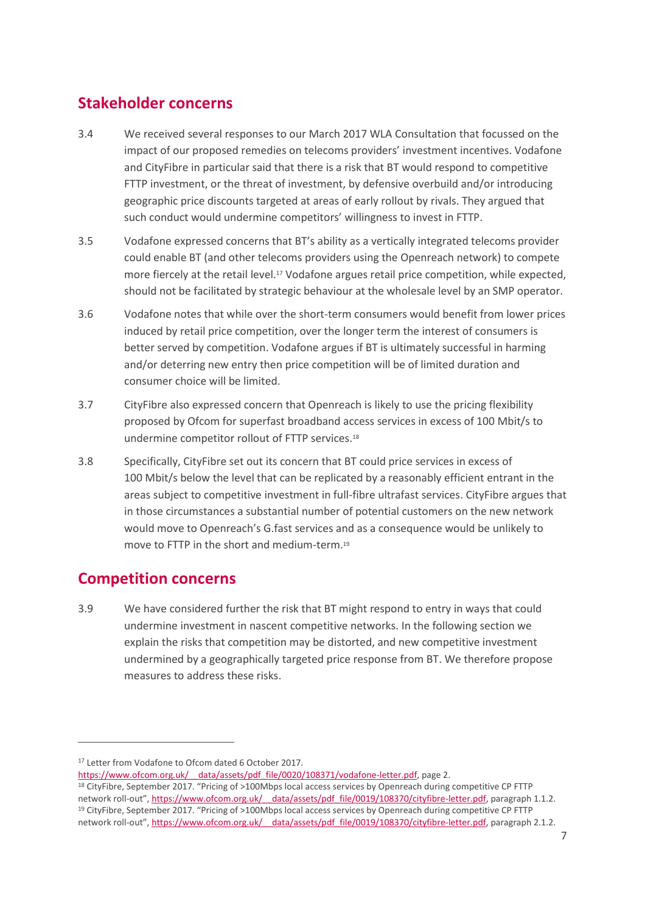## Stakeholder concerns

3.4 We received several responses to our March 2017 WLA Consultation that focussed on the impact of our proposed remedies on telecoms providers' investment incentives. Vodafone and CityFibre in particular said that there is a risk that BT would respond to competitive FTTP investment, or the threat of investment, by defensive overbuild and/or introducing geographic price discounts targeted at areas of early rollout by rivals. They argued that such conduct would undermine competitors' willingness to invest in FTTP.

3.5 Vodafone expressed concerns that BT's ability as a vertically integrated telecoms provider could enable BT (and other telecoms providers using the Openreach network) to compete more fiercely at the retail level.[17] Vodafone argues retail price competition, while expected, should not be facilitated by strategic behaviour at the wholesale level by an SMP operator.

3.6 Vodafone notes that while over the short-term consumers would benefit from lower prices induced by retail price competition, over the longer term the interest of consumers is better served by competition. Vodafone argues if BT is ultimately successful in harming and/or deterring new entry then price competition will be of limited duration and consumer choice will be limited.

3.7 CityFibre also expressed concern that Openreach is likely to use the pricing flexibility proposed by Ofcom for superfast broadband access services in excess of 100 Mbit/s to undermine competitor rollout of FTTP services.[18]

3.8 Specifically, CityFibre set out its concern that BT could price services in excess of 100 Mbit/s below the level that can be replicated by a reasonably efficient entrant in the areas subject to competitive investment in full-fibre ultrafast services. CityFibre argues that in those circumstances a substantial number of potential customers on the new network would move to Openreach's G.fast services and as a consequence would be unlikely to move to FTTP in the short and medium-term.[19]

## Competition concerns

3.9 We have considered further the risk that BT might respond to entry in ways that could undermine investment in nascent competitive networks. In the following section we explain the risks that competition may be distorted, and new competitive investment undermined by a geographically targeted price response from BT. We therefore propose measures to address these risks.

---

[17] Letter from Vodafone to Ofcom dated 6 October 2017. https://www.ofcom.org.uk/__data/assets/pdf_file/0020/108371/vodafone-letter.pdf, page 2.

[18] CityFibre, September 2017. "Pricing of >100Mbps local access services by Openreach during competitive CP FTTP network roll-out", https://www.ofcom.org.uk/__data/assets/pdf_file/0019/108370/cityfibre-letter.pdf, paragraph 1.1.2.

[19] CityFibre, September 2017. "Pricing of >100Mbps local access services by Openreach during competitive CP FTTP network roll-out", https://www.ofcom.org.uk/__data/assets/pdf_file/0019/108370/cityfibre-letter.pdf, paragraph 2.1.2.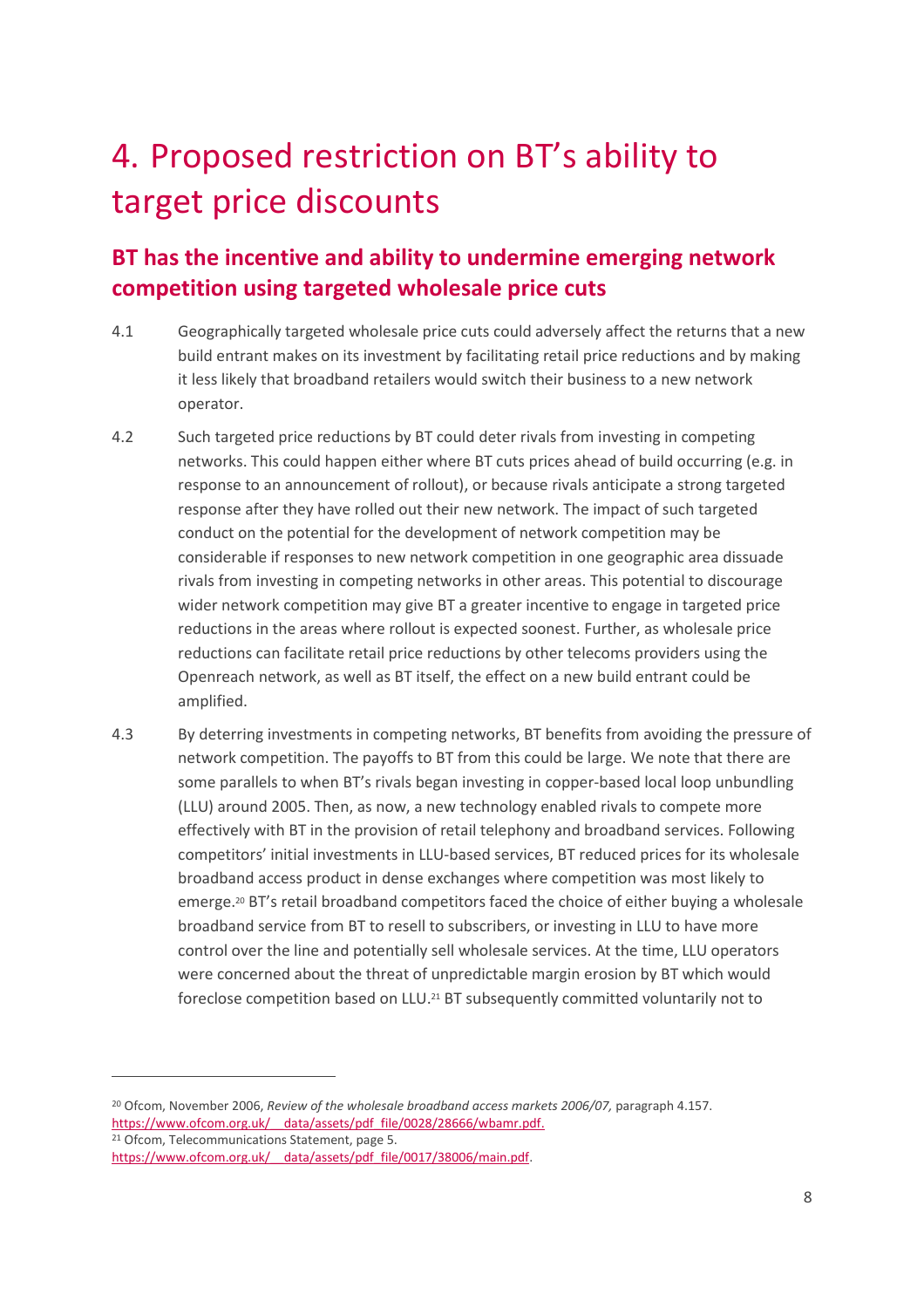# 4. Proposed restriction on BT's ability to target price discounts

## BT has the incentive and ability to undermine emerging network competition using targeted wholesale price cuts

4.1 Geographically targeted wholesale price cuts could adversely affect the returns that a new build entrant makes on its investment by facilitating retail price reductions and by making it less likely that broadband retailers would switch their business to a new network operator.

4.2 Such targeted price reductions by BT could deter rivals from investing in competing networks. This could happen either where BT cuts prices ahead of build occurring (e.g. in response to an announcement of rollout), or because rivals anticipate a strong targeted response after they have rolled out their new network. The impact of such targeted conduct on the potential for the development of network competition may be considerable if responses to new network competition in one geographic area dissuade rivals from investing in competing networks in other areas. This potential to discourage wider network competition may give BT a greater incentive to engage in targeted price reductions in the areas where rollout is expected soonest. Further, as wholesale price reductions can facilitate retail price reductions by other telecoms providers using the Openreach network, as well as BT itself, the effect on a new build entrant could be amplified.

4.3 By deterring investments in competing networks, BT benefits from avoiding the pressure of network competition. The payoffs to BT from this could be large. We note that there are some parallels to when BT's rivals began investing in copper-based local loop unbundling (LLU) around 2005. Then, as now, a new technology enabled rivals to compete more effectively with BT in the provision of retail telephony and broadband services. Following competitors' initial investments in LLU-based services, BT reduced prices for its wholesale broadband access product in dense exchanges where competition was most likely to emerge.[20] BT's retail broadband competitors faced the choice of either buying a wholesale broadband service from BT to resell to subscribers, or investing in LLU to have more control over the line and potentially sell wholesale services. At the time, LLU operators were concerned about the threat of unpredictable margin erosion by BT which would foreclose competition based on LLU.[21] BT subsequently committed voluntarily not to

---

[20] Ofcom, November 2006, *Review of the wholesale broadband access markets 2006/07,* paragraph 4.157. https://www.ofcom.org.uk/__data/assets/pdf_file/0028/28666/wbamr.pdf.

[21] Ofcom, Telecommunications Statement, page 5. https://www.ofcom.org.uk/__data/assets/pdf_file/0017/38006/main.pdf.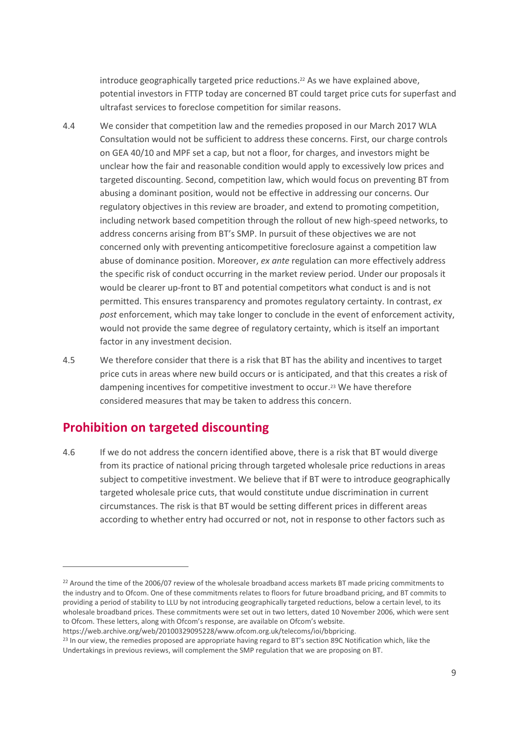introduce geographically targeted price reductions.[22] As we have explained above, potential investors in FTTP today are concerned BT could target price cuts for superfast and ultrafast services to foreclose competition for similar reasons.

4.4 We consider that competition law and the remedies proposed in our March 2017 WLA Consultation would not be sufficient to address these concerns. First, our charge controls on GEA 40/10 and MPF set a cap, but not a floor, for charges, and investors might be unclear how the fair and reasonable condition would apply to excessively low prices and targeted discounting. Second, competition law, which would focus on preventing BT from abusing a dominant position, would not be effective in addressing our concerns. Our regulatory objectives in this review are broader, and extend to promoting competition, including network based competition through the rollout of new high-speed networks, to address concerns arising from BT's SMP. In pursuit of these objectives we are not concerned only with preventing anticompetitive foreclosure against a competition law abuse of dominance position. Moreover, *ex ante* regulation can more effectively address the specific risk of conduct occurring in the market review period. Under our proposals it would be clearer up-front to BT and potential competitors what conduct is and is not permitted. This ensures transparency and promotes regulatory certainty. In contrast, *ex post* enforcement, which may take longer to conclude in the event of enforcement activity, would not provide the same degree of regulatory certainty, which is itself an important factor in any investment decision.

4.5 We therefore consider that there is a risk that BT has the ability and incentives to target price cuts in areas where new build occurs or is anticipated, and that this creates a risk of dampening incentives for competitive investment to occur.[23] We have therefore considered measures that may be taken to address this concern.

## Prohibition on targeted discounting

4.6 If we do not address the concern identified above, there is a risk that BT would diverge from its practice of national pricing through targeted wholesale price reductions in areas subject to competitive investment. We believe that if BT were to introduce geographically targeted wholesale price cuts, that would constitute undue discrimination in current circumstances. The risk is that BT would be setting different prices in different areas according to whether entry had occurred or not, not in response to other factors such as

---

[22] Around the time of the 2006/07 review of the wholesale broadband access markets BT made pricing commitments to the industry and to Ofcom. One of these commitments relates to floors for future broadband pricing, and BT commits to providing a period of stability to LLU by not introducing geographically targeted reductions, below a certain level, to its wholesale broadband prices. These commitments were set out in two letters, dated 10 November 2006, which were sent to Ofcom. These letters, along with Ofcom's response, are available on Ofcom's website. https://web.archive.org/web/20100329095228/www.ofcom.org.uk/telecoms/ioi/bbpricing.

[23] In our view, the remedies proposed are appropriate having regard to BT's section 89C Notification which, like the Undertakings in previous reviews, will complement the SMP regulation that we are proposing on BT.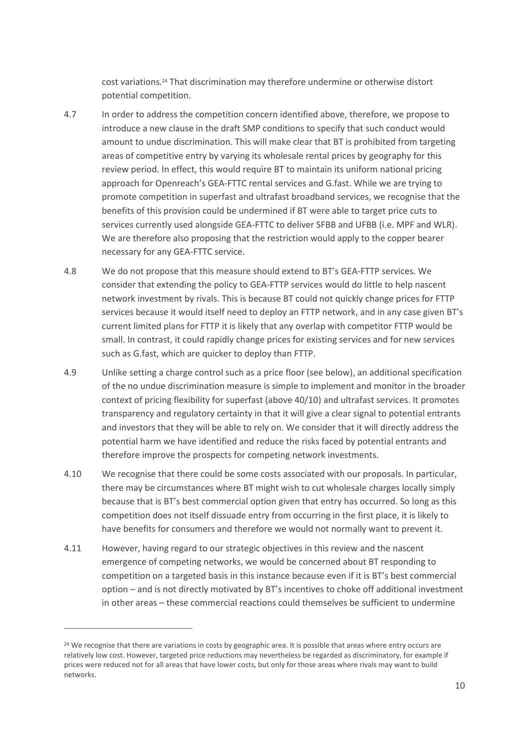cost variations.[24] That discrimination may therefore undermine or otherwise distort potential competition.

4.7 In order to address the competition concern identified above, therefore, we propose to introduce a new clause in the draft SMP conditions to specify that such conduct would amount to undue discrimination. This will make clear that BT is prohibited from targeting areas of competitive entry by varying its wholesale rental prices by geography for this review period. In effect, this would require BT to maintain its uniform national pricing approach for Openreach's GEA-FTTC rental services and G.fast. While we are trying to promote competition in superfast and ultrafast broadband services, we recognise that the benefits of this provision could be undermined if BT were able to target price cuts to services currently used alongside GEA-FTTC to deliver SFBB and UFBB (i.e. MPF and WLR). We are therefore also proposing that the restriction would apply to the copper bearer necessary for any GEA-FTTC service.

4.8 We do not propose that this measure should extend to BT's GEA-FTTP services. We consider that extending the policy to GEA-FTTP services would do little to help nascent network investment by rivals. This is because BT could not quickly change prices for FTTP services because it would itself need to deploy an FTTP network, and in any case given BT's current limited plans for FTTP it is likely that any overlap with competitor FTTP would be small. In contrast, it could rapidly change prices for existing services and for new services such as G.fast, which are quicker to deploy than FTTP.

4.9 Unlike setting a charge control such as a price floor (see below), an additional specification of the no undue discrimination measure is simple to implement and monitor in the broader context of pricing flexibility for superfast (above 40/10) and ultrafast services. It promotes transparency and regulatory certainty in that it will give a clear signal to potential entrants and investors that they will be able to rely on. We consider that it will directly address the potential harm we have identified and reduce the risks faced by potential entrants and therefore improve the prospects for competing network investments.

4.10 We recognise that there could be some costs associated with our proposals. In particular, there may be circumstances where BT might wish to cut wholesale charges locally simply because that is BT's best commercial option given that entry has occurred. So long as this competition does not itself dissuade entry from occurring in the first place, it is likely to have benefits for consumers and therefore we would not normally want to prevent it.

4.11 However, having regard to our strategic objectives in this review and the nascent emergence of competing networks, we would be concerned about BT responding to competition on a targeted basis in this instance because even if it is BT's best commercial option – and is not directly motivated by BT's incentives to choke off additional investment in other areas – these commercial reactions could themselves be sufficient to undermine

---

[24] We recognise that there are variations in costs by geographic area. It is possible that areas where entry occurs are relatively low cost. However, targeted price reductions may nevertheless be regarded as discriminatory, for example if prices were reduced not for all areas that have lower costs, but only for those areas where rivals may want to build networks.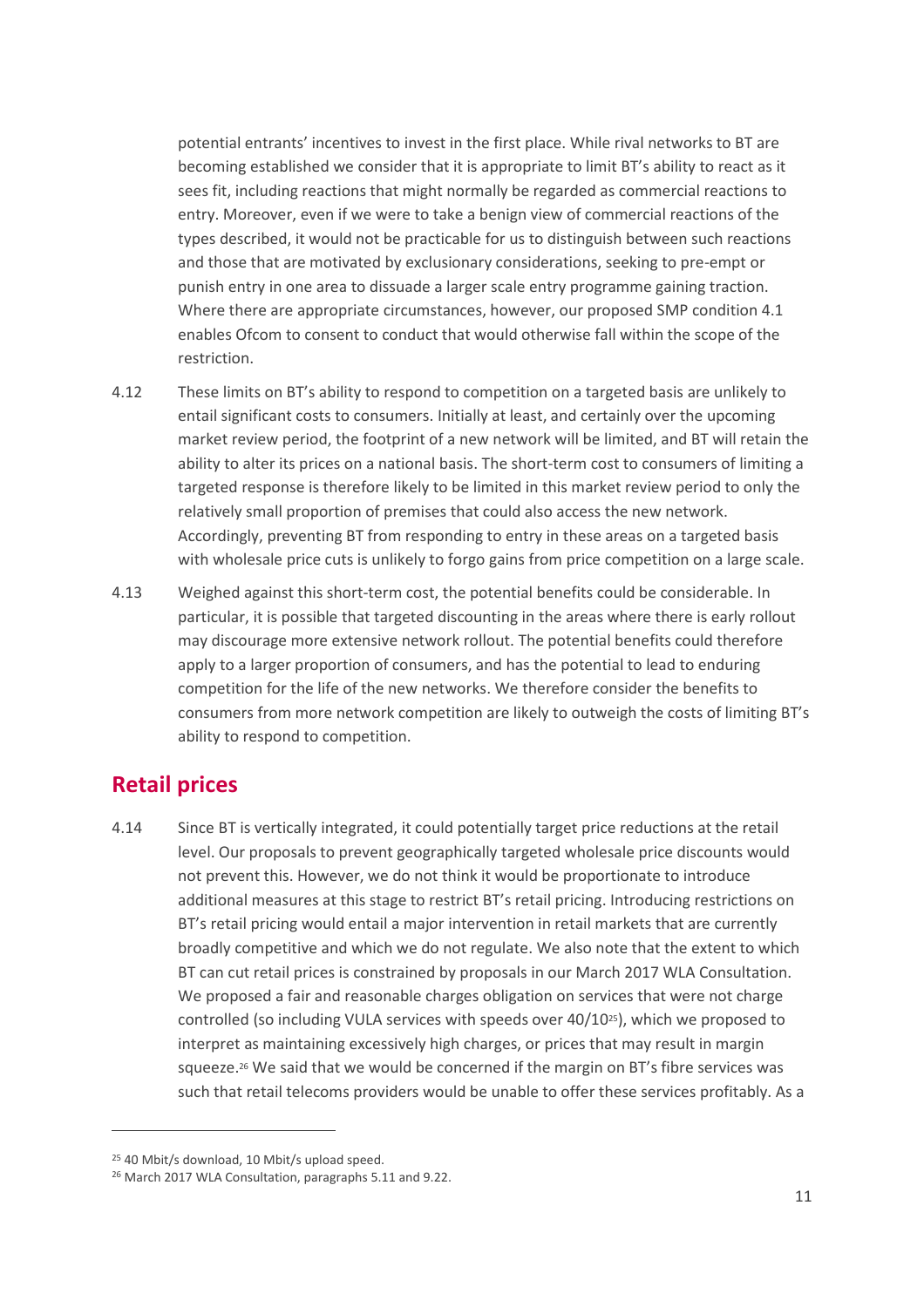potential entrants' incentives to invest in the first place. While rival networks to BT are becoming established we consider that it is appropriate to limit BT's ability to react as it sees fit, including reactions that might normally be regarded as commercial reactions to entry. Moreover, even if we were to take a benign view of commercial reactions of the types described, it would not be practicable for us to distinguish between such reactions and those that are motivated by exclusionary considerations, seeking to pre-empt or punish entry in one area to dissuade a larger scale entry programme gaining traction. Where there are appropriate circumstances, however, our proposed SMP condition 4.1 enables Ofcom to consent to conduct that would otherwise fall within the scope of the restriction.

4.12 These limits on BT's ability to respond to competition on a targeted basis are unlikely to entail significant costs to consumers. Initially at least, and certainly over the upcoming market review period, the footprint of a new network will be limited, and BT will retain the ability to alter its prices on a national basis. The short-term cost to consumers of limiting a targeted response is therefore likely to be limited in this market review period to only the relatively small proportion of premises that could also access the new network. Accordingly, preventing BT from responding to entry in these areas on a targeted basis with wholesale price cuts is unlikely to forgo gains from price competition on a large scale.

4.13 Weighed against this short-term cost, the potential benefits could be considerable. In particular, it is possible that targeted discounting in the areas where there is early rollout may discourage more extensive network rollout. The potential benefits could therefore apply to a larger proportion of consumers, and has the potential to lead to enduring competition for the life of the new networks. We therefore consider the benefits to consumers from more network competition are likely to outweigh the costs of limiting BT's ability to respond to competition.

## Retail prices

4.14 Since BT is vertically integrated, it could potentially target price reductions at the retail level. Our proposals to prevent geographically targeted wholesale price discounts would not prevent this. However, we do not think it would be proportionate to introduce additional measures at this stage to restrict BT's retail pricing. Introducing restrictions on BT's retail pricing would entail a major intervention in retail markets that are currently broadly competitive and which we do not regulate. We also note that the extent to which BT can cut retail prices is constrained by proposals in our March 2017 WLA Consultation. We proposed a fair and reasonable charges obligation on services that were not charge controlled (so including VULA services with speeds over 40/10[25]), which we proposed to interpret as maintaining excessively high charges, or prices that may result in margin squeeze.[26] We said that we would be concerned if the margin on BT's fibre services was such that retail telecoms providers would be unable to offer these services profitably. As a

[25] 40 Mbit/s download, 10 Mbit/s upload speed.

[26] March 2017 WLA Consultation, paragraphs 5.11 and 9.22.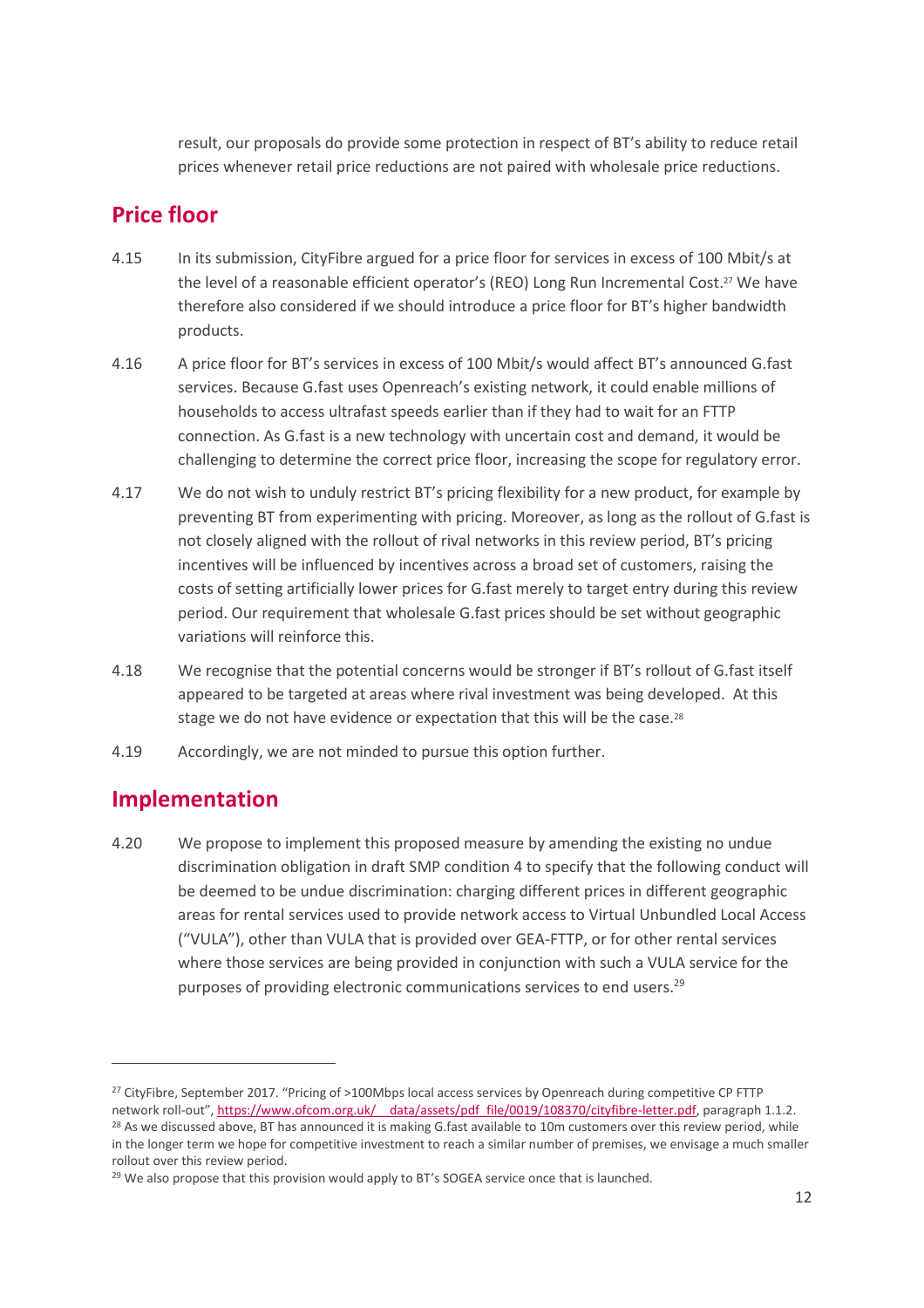result, our proposals do provide some protection in respect of BT's ability to reduce retail prices whenever retail price reductions are not paired with wholesale price reductions.

## Price floor

4.15 In its submission, CityFibre argued for a price floor for services in excess of 100 Mbit/s at the level of a reasonable efficient operator's (REO) Long Run Incremental Cost.[27] We have therefore also considered if we should introduce a price floor for BT's higher bandwidth products.

4.16 A price floor for BT's services in excess of 100 Mbit/s would affect BT's announced G.fast services. Because G.fast uses Openreach's existing network, it could enable millions of households to access ultrafast speeds earlier than if they had to wait for an FTTP connection. As G.fast is a new technology with uncertain cost and demand, it would be challenging to determine the correct price floor, increasing the scope for regulatory error.

4.17 We do not wish to unduly restrict BT's pricing flexibility for a new product, for example by preventing BT from experimenting with pricing. Moreover, as long as the rollout of G.fast is not closely aligned with the rollout of rival networks in this review period, BT's pricing incentives will be influenced by incentives across a broad set of customers, raising the costs of setting artificially lower prices for G.fast merely to target entry during this review period. Our requirement that wholesale G.fast prices should be set without geographic variations will reinforce this.

4.18 We recognise that the potential concerns would be stronger if BT's rollout of G.fast itself appeared to be targeted at areas where rival investment was being developed. At this stage we do not have evidence or expectation that this will be the case.[28]

4.19 Accordingly, we are not minded to pursue this option further.

## Implementation

4.20 We propose to implement this proposed measure by amending the existing no undue discrimination obligation in draft SMP condition 4 to specify that the following conduct will be deemed to be undue discrimination: charging different prices in different geographic areas for rental services used to provide network access to Virtual Unbundled Local Access ("VULA"), other than VULA that is provided over GEA-FTTP, or for other rental services where those services are being provided in conjunction with such a VULA service for the purposes of providing electronic communications services to end users.[29]

---

[27] CityFibre, September 2017. "Pricing of >100Mbps local access services by Openreach during competitive CP FTTP network roll-out", https://www.ofcom.org.uk/__data/assets/pdf_file/0019/108370/cityfibre-letter.pdf, paragraph 1.1.2.

[28] As we discussed above, BT has announced it is making G.fast available to 10m customers over this review period, while in the longer term we hope for competitive investment to reach a similar number of premises, we envisage a much smaller rollout over this review period.

[29] We also propose that this provision would apply to BT's SOGEA service once that is launched.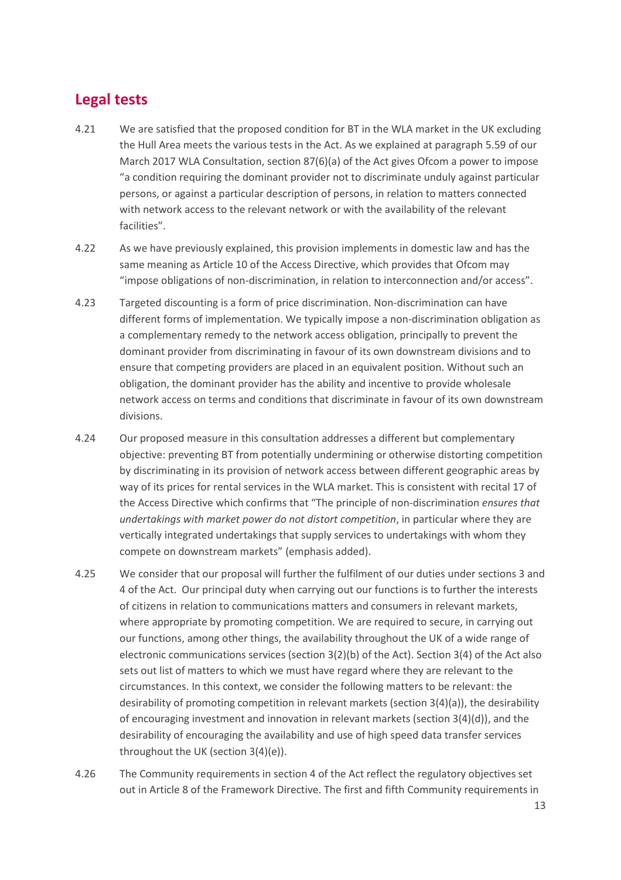## Legal tests

4.21 We are satisfied that the proposed condition for BT in the WLA market in the UK excluding the Hull Area meets the various tests in the Act. As we explained at paragraph 5.59 of our March 2017 WLA Consultation, section 87(6)(a) of the Act gives Ofcom a power to impose "a condition requiring the dominant provider not to discriminate unduly against particular persons, or against a particular description of persons, in relation to matters connected with network access to the relevant network or with the availability of the relevant facilities".

4.22 As we have previously explained, this provision implements in domestic law and has the same meaning as Article 10 of the Access Directive, which provides that Ofcom may "impose obligations of non-discrimination, in relation to interconnection and/or access".

4.23 Targeted discounting is a form of price discrimination. Non-discrimination can have different forms of implementation. We typically impose a non-discrimination obligation as a complementary remedy to the network access obligation, principally to prevent the dominant provider from discriminating in favour of its own downstream divisions and to ensure that competing providers are placed in an equivalent position. Without such an obligation, the dominant provider has the ability and incentive to provide wholesale network access on terms and conditions that discriminate in favour of its own downstream divisions.

4.24 Our proposed measure in this consultation addresses a different but complementary objective: preventing BT from potentially undermining or otherwise distorting competition by discriminating in its provision of network access between different geographic areas by way of its prices for rental services in the WLA market. This is consistent with recital 17 of the Access Directive which confirms that "The principle of non-discrimination *ensures that undertakings with market power do not distort competition*, in particular where they are vertically integrated undertakings that supply services to undertakings with whom they compete on downstream markets" (emphasis added).

4.25 We consider that our proposal will further the fulfilment of our duties under sections 3 and 4 of the Act. Our principal duty when carrying out our functions is to further the interests of citizens in relation to communications matters and consumers in relevant markets, where appropriate by promoting competition. We are required to secure, in carrying out our functions, among other things, the availability throughout the UK of a wide range of electronic communications services (section 3(2)(b) of the Act). Section 3(4) of the Act also sets out list of matters to which we must have regard where they are relevant to the circumstances. In this context, we consider the following matters to be relevant: the desirability of promoting competition in relevant markets (section 3(4)(a)), the desirability of encouraging investment and innovation in relevant markets (section 3(4)(d)), and the desirability of encouraging the availability and use of high speed data transfer services throughout the UK (section 3(4)(e)).

4.26 The Community requirements in section 4 of the Act reflect the regulatory objectives set out in Article 8 of the Framework Directive. The first and fifth Community requirements in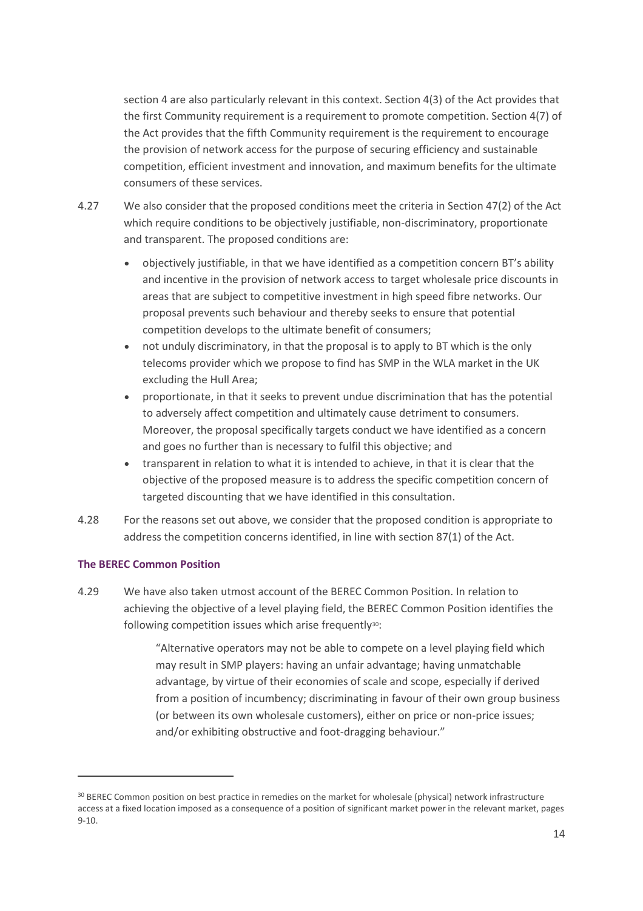section 4 are also particularly relevant in this context. Section 4(3) of the Act provides that the first Community requirement is a requirement to promote competition. Section 4(7) of the Act provides that the fifth Community requirement is the requirement to encourage the provision of network access for the purpose of securing efficiency and sustainable competition, efficient investment and innovation, and maximum benefits for the ultimate consumers of these services.

4.27 We also consider that the proposed conditions meet the criteria in Section 47(2) of the Act which require conditions to be objectively justifiable, non-discriminatory, proportionate and transparent. The proposed conditions are:

- objectively justifiable, in that we have identified as a competition concern BT's ability and incentive in the provision of network access to target wholesale price discounts in areas that are subject to competitive investment in high speed fibre networks. Our proposal prevents such behaviour and thereby seeks to ensure that potential competition develops to the ultimate benefit of consumers;
- not unduly discriminatory, in that the proposal is to apply to BT which is the only telecoms provider which we propose to find has SMP in the WLA market in the UK excluding the Hull Area;
- proportionate, in that it seeks to prevent undue discrimination that has the potential to adversely affect competition and ultimately cause detriment to consumers. Moreover, the proposal specifically targets conduct we have identified as a concern and goes no further than is necessary to fulfil this objective; and
- transparent in relation to what it is intended to achieve, in that it is clear that the objective of the proposed measure is to address the specific competition concern of targeted discounting that we have identified in this consultation.

4.28 For the reasons set out above, we consider that the proposed condition is appropriate to address the competition concerns identified, in line with section 87(1) of the Act.

### The BEREC Common Position

4.29 We have also taken utmost account of the BEREC Common Position. In relation to achieving the objective of a level playing field, the BEREC Common Position identifies the following competition issues which arise frequently[30]:

> "Alternative operators may not be able to compete on a level playing field which may result in SMP players: having an unfair advantage; having unmatchable advantage, by virtue of their economies of scale and scope, especially if derived from a position of incumbency; discriminating in favour of their own group business (or between its own wholesale customers), either on price or non-price issues; and/or exhibiting obstructive and foot-dragging behaviour."

---

[30] BEREC Common position on best practice in remedies on the market for wholesale (physical) network infrastructure access at a fixed location imposed as a consequence of a position of significant market power in the relevant market, pages 9-10.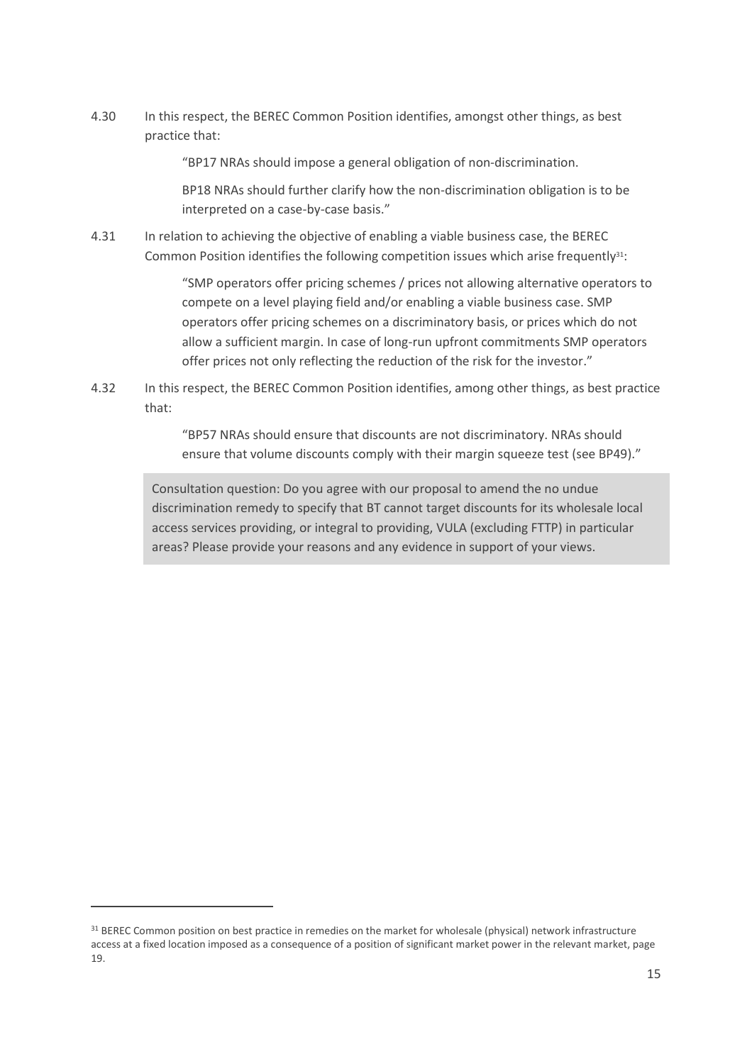4.30 In this respect, the BEREC Common Position identifies, amongst other things, as best practice that:

> "BP17 NRAs should impose a general obligation of non-discrimination.
>
> BP18 NRAs should further clarify how the non-discrimination obligation is to be interpreted on a case-by-case basis."

4.31 In relation to achieving the objective of enabling a viable business case, the BEREC Common Position identifies the following competition issues which arise frequently[31]:

> "SMP operators offer pricing schemes / prices not allowing alternative operators to compete on a level playing field and/or enabling a viable business case. SMP operators offer pricing schemes on a discriminatory basis, or prices which do not allow a sufficient margin. In case of long-run upfront commitments SMP operators offer prices not only reflecting the reduction of the risk for the investor."

4.32 In this respect, the BEREC Common Position identifies, among other things, as best practice that:

> "BP57 NRAs should ensure that discounts are not discriminatory. NRAs should ensure that volume discounts comply with their margin squeeze test (see BP49)."

> Consultation question: Do you agree with our proposal to amend the no undue discrimination remedy to specify that BT cannot target discounts for its wholesale local access services providing, or integral to providing, VULA (excluding FTTP) in particular areas? Please provide your reasons and any evidence in support of your views.

---

[31] BEREC Common position on best practice in remedies on the market for wholesale (physical) network infrastructure access at a fixed location imposed as a consequence of a position of significant market power in the relevant market, page 19.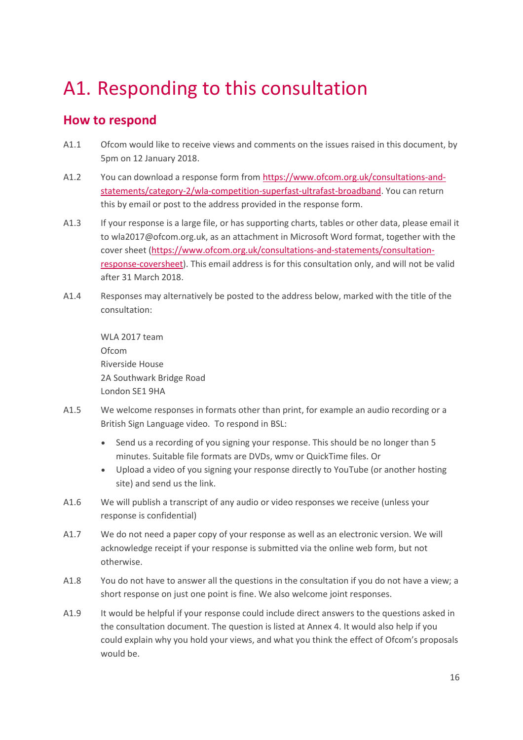# A1. Responding to this consultation

## How to respond

A1.1 Ofcom would like to receive views and comments on the issues raised in this document, by 5pm on 12 January 2018.

A1.2 You can download a response form from [https://www.ofcom.org.uk/consultations-and-statements/category-2/wla-competition-superfast-ultrafast-broadband](https://www.ofcom.org.uk/consultations-and-statements/category-2/wla-competition-superfast-ultrafast-broadband). You can return this by email or post to the address provided in the response form.

A1.3 If your response is a large file, or has supporting charts, tables or other data, please email it to wla2017@ofcom.org.uk, as an attachment in Microsoft Word format, together with the cover sheet ([https://www.ofcom.org.uk/consultations-and-statements/consultation-response-coversheet](https://www.ofcom.org.uk/consultations-and-statements/consultation-response-coversheet)). This email address is for this consultation only, and will not be valid after 31 March 2018.

A1.4 Responses may alternatively be posted to the address below, marked with the title of the consultation:

WLA 2017 team
Ofcom
Riverside House
2A Southwark Bridge Road
London SE1 9HA

A1.5 We welcome responses in formats other than print, for example an audio recording or a British Sign Language video. To respond in BSL:

- Send us a recording of you signing your response. This should be no longer than 5 minutes. Suitable file formats are DVDs, wmv or QuickTime files. Or
- Upload a video of you signing your response directly to YouTube (or another hosting site) and send us the link.

A1.6 We will publish a transcript of any audio or video responses we receive (unless your response is confidential)

A1.7 We do not need a paper copy of your response as well as an electronic version. We will acknowledge receipt if your response is submitted via the online web form, but not otherwise.

A1.8 You do not have to answer all the questions in the consultation if you do not have a view; a short response on just one point is fine. We also welcome joint responses.

A1.9 It would be helpful if your response could include direct answers to the questions asked in the consultation document. The question is listed at Annex 4. It would also help if you could explain why you hold your views, and what you think the effect of Ofcom's proposals would be.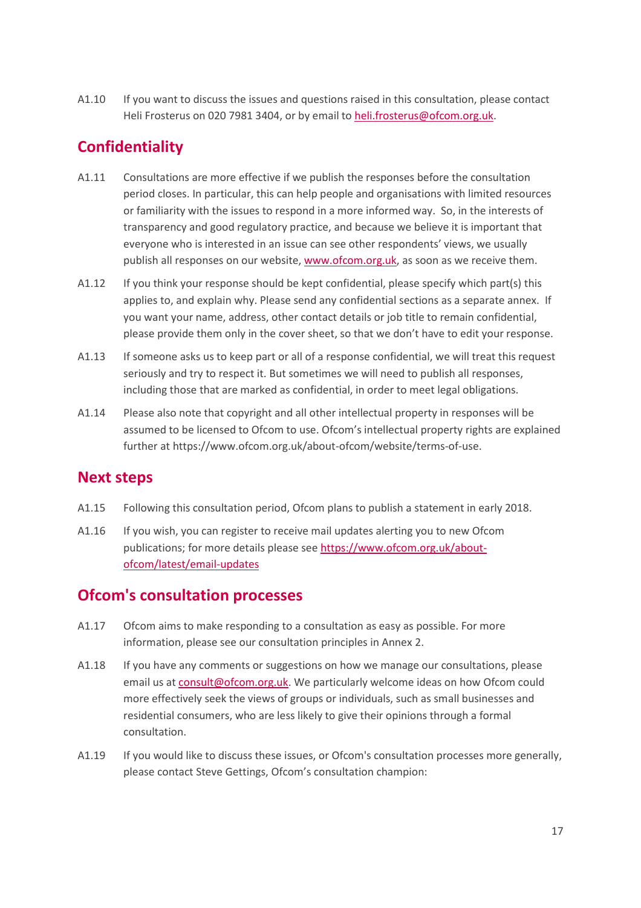A1.10 If you want to discuss the issues and questions raised in this consultation, please contact Heli Frosterus on 020 7981 3404, or by email to heli.frosterus@ofcom.org.uk.

## Confidentiality

A1.11 Consultations are more effective if we publish the responses before the consultation period closes. In particular, this can help people and organisations with limited resources or familiarity with the issues to respond in a more informed way. So, in the interests of transparency and good regulatory practice, and because we believe it is important that everyone who is interested in an issue can see other respondents' views, we usually publish all responses on our website, www.ofcom.org.uk, as soon as we receive them.

A1.12 If you think your response should be kept confidential, please specify which part(s) this applies to, and explain why. Please send any confidential sections as a separate annex. If you want your name, address, other contact details or job title to remain confidential, please provide them only in the cover sheet, so that we don't have to edit your response.

A1.13 If someone asks us to keep part or all of a response confidential, we will treat this request seriously and try to respect it. But sometimes we will need to publish all responses, including those that are marked as confidential, in order to meet legal obligations.

A1.14 Please also note that copyright and all other intellectual property in responses will be assumed to be licensed to Ofcom to use. Ofcom's intellectual property rights are explained further at https://www.ofcom.org.uk/about-ofcom/website/terms-of-use.

## Next steps

A1.15 Following this consultation period, Ofcom plans to publish a statement in early 2018.

A1.16 If you wish, you can register to receive mail updates alerting you to new Ofcom publications; for more details please see https://www.ofcom.org.uk/about-ofcom/latest/email-updates

## Ofcom's consultation processes

A1.17 Ofcom aims to make responding to a consultation as easy as possible. For more information, please see our consultation principles in Annex 2.

A1.18 If you have any comments or suggestions on how we manage our consultations, please email us at consult@ofcom.org.uk. We particularly welcome ideas on how Ofcom could more effectively seek the views of groups or individuals, such as small businesses and residential consumers, who are less likely to give their opinions through a formal consultation.

A1.19 If you would like to discuss these issues, or Ofcom's consultation processes more generally, please contact Steve Gettings, Ofcom's consultation champion: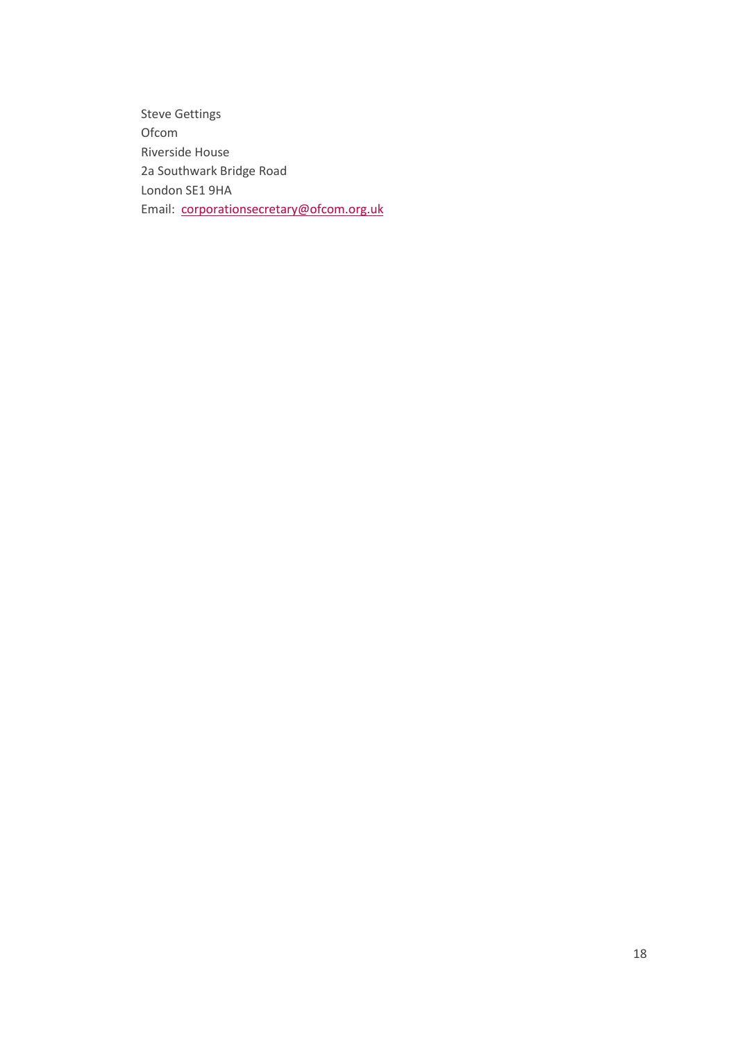Steve Gettings  
Ofcom  
Riverside House  
2a Southwark Bridge Road  
London SE1 9HA  
Email: [corporationsecretary@ofcom.org.uk](mailto:corporationsecretary@ofcom.org.uk)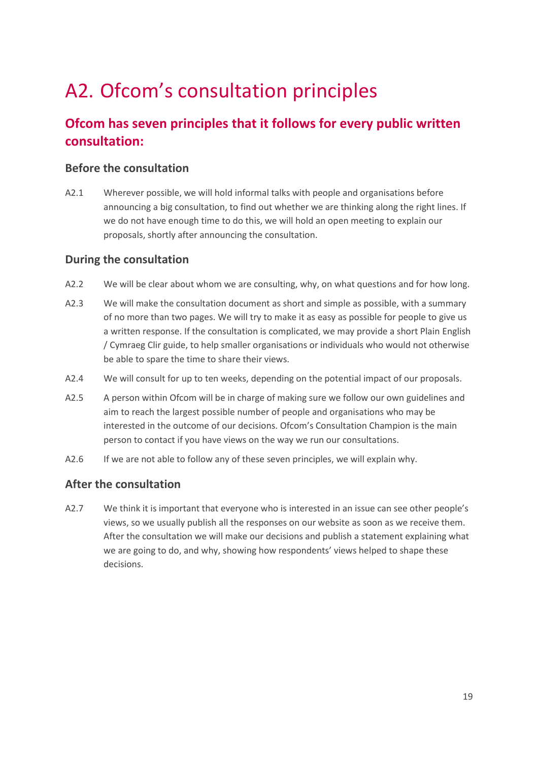# A2. Ofcom's consultation principles

## Ofcom has seven principles that it follows for every public written consultation:

### Before the consultation

A2.1 Wherever possible, we will hold informal talks with people and organisations before announcing a big consultation, to find out whether we are thinking along the right lines. If we do not have enough time to do this, we will hold an open meeting to explain our proposals, shortly after announcing the consultation.

### During the consultation

A2.2 We will be clear about whom we are consulting, why, on what questions and for how long.

A2.3 We will make the consultation document as short and simple as possible, with a summary of no more than two pages. We will try to make it as easy as possible for people to give us a written response. If the consultation is complicated, we may provide a short Plain English / Cymraeg Clir guide, to help smaller organisations or individuals who would not otherwise be able to spare the time to share their views.

A2.4 We will consult for up to ten weeks, depending on the potential impact of our proposals.

A2.5 A person within Ofcom will be in charge of making sure we follow our own guidelines and aim to reach the largest possible number of people and organisations who may be interested in the outcome of our decisions. Ofcom's Consultation Champion is the main person to contact if you have views on the way we run our consultations.

A2.6 If we are not able to follow any of these seven principles, we will explain why.

### After the consultation

A2.7 We think it is important that everyone who is interested in an issue can see other people's views, so we usually publish all the responses on our website as soon as we receive them. After the consultation we will make our decisions and publish a statement explaining what we are going to do, and why, showing how respondents' views helped to shape these decisions.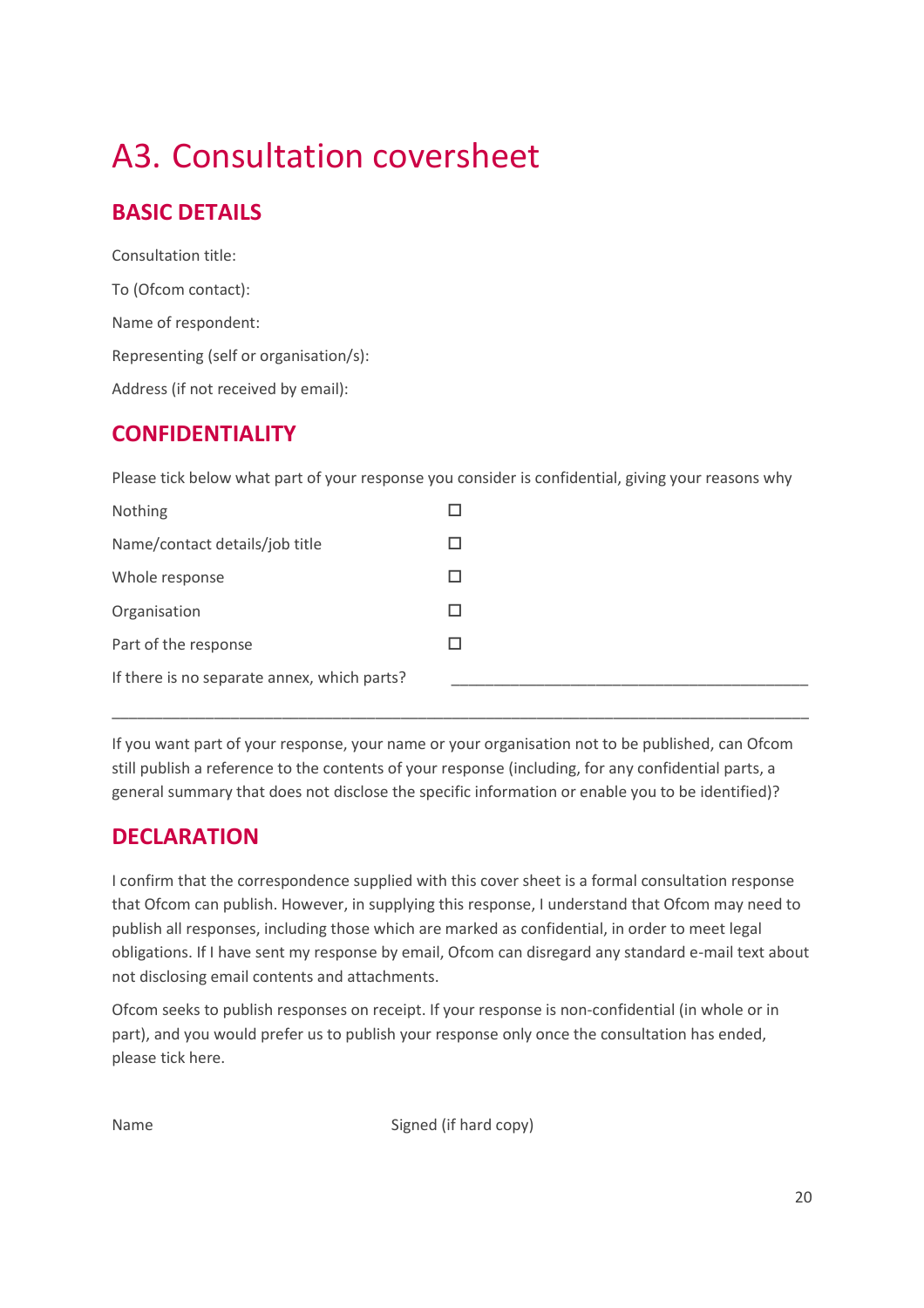# A3. Consultation coversheet

## BASIC DETAILS

Consultation title:

To (Ofcom contact):

Name of respondent:

Representing (self or organisation/s):

Address (if not received by email):

## CONFIDENTIALITY

Please tick below what part of your response you consider is confidential, giving your reasons why

| | |
|---|---|
| Nothing | ☐ |
| Name/contact details/job title | ☐ |
| Whole response | ☐ |
| Organisation | ☐ |
| Part of the response | ☐ |
| If there is no separate annex, which parts? | ____________________________________________ |

_______________________________________________________________________________

If you want part of your response, your name or your organisation not to be published, can Ofcom still publish a reference to the contents of your response (including, for any confidential parts, a general summary that does not disclose the specific information or enable you to be identified)?

## DECLARATION

I confirm that the correspondence supplied with this cover sheet is a formal consultation response that Ofcom can publish. However, in supplying this response, I understand that Ofcom may need to publish all responses, including those which are marked as confidential, in order to meet legal obligations. If I have sent my response by email, Ofcom can disregard any standard e-mail text about not disclosing email contents and attachments.

Ofcom seeks to publish responses on receipt. If your response is non-confidential (in whole or in part), and you would prefer us to publish your response only once the consultation has ended, please tick here.

Name                                        Signed (if hard copy)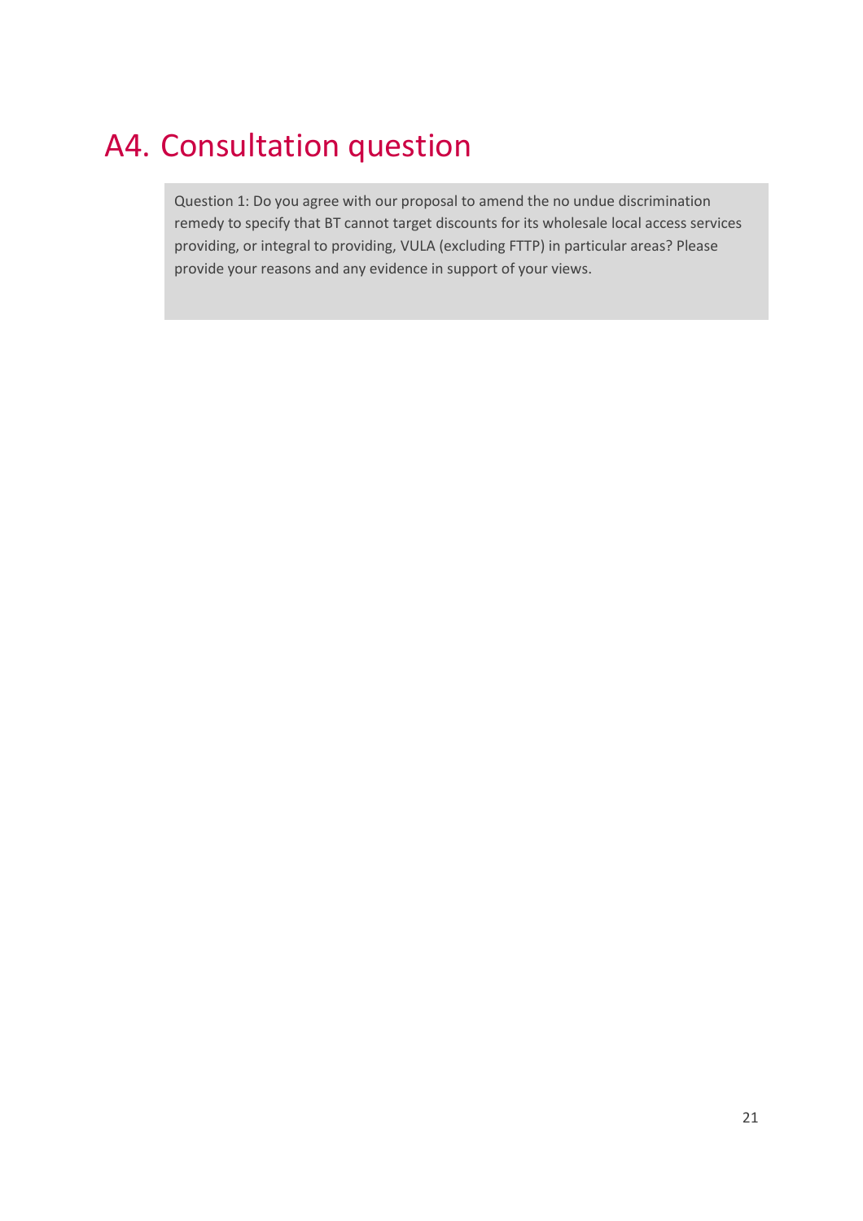# A4. Consultation question

> Question 1: Do you agree with our proposal to amend the no undue discrimination remedy to specify that BT cannot target discounts for its wholesale local access services providing, or integral to providing, VULA (excluding FTTP) in particular areas? Please provide your reasons and any evidence in support of your views.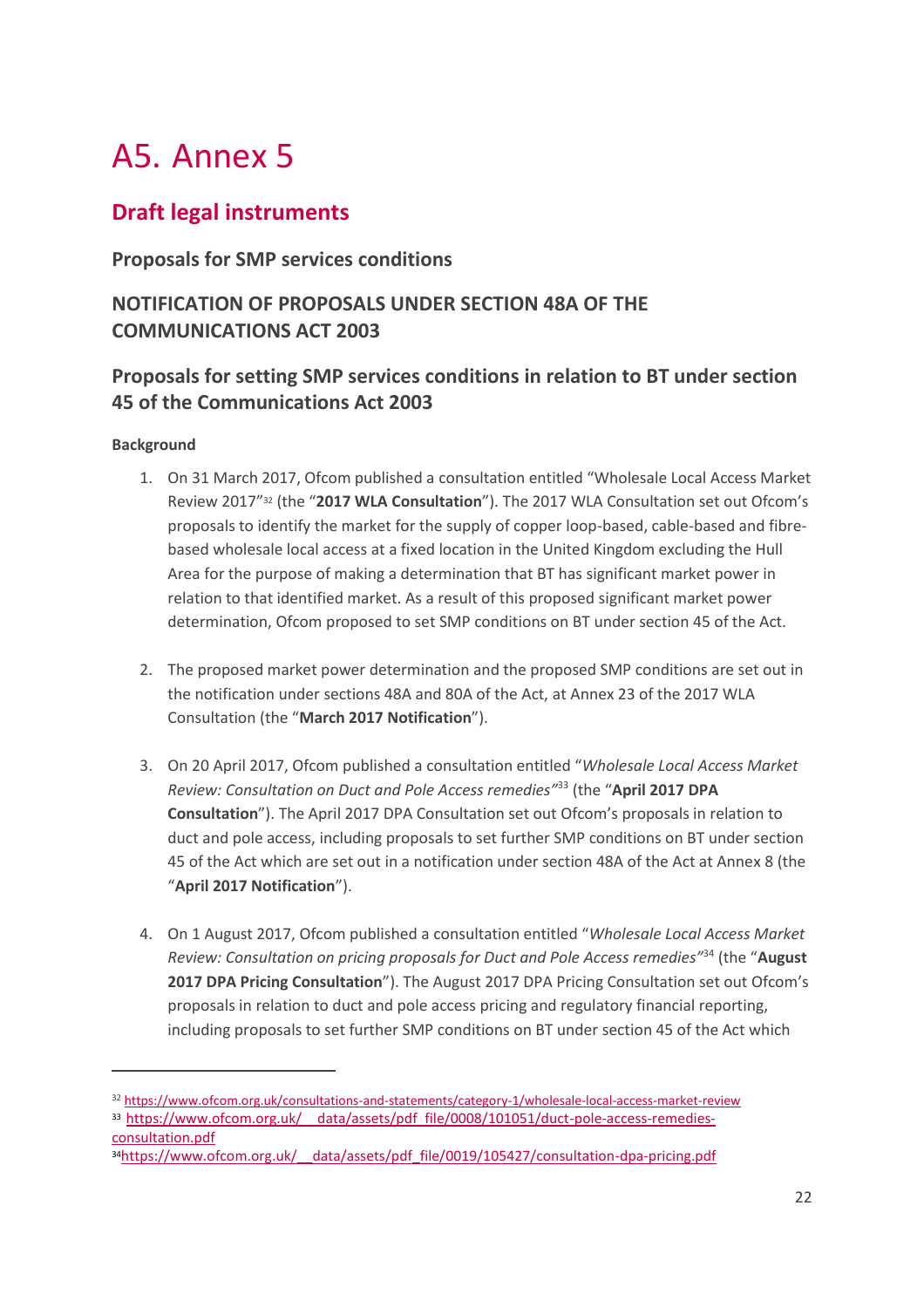# A5. Annex 5

## Draft legal instruments

### Proposals for SMP services conditions

### NOTIFICATION OF PROPOSALS UNDER SECTION 48A OF THE COMMUNICATIONS ACT 2003

### Proposals for setting SMP services conditions in relation to BT under section 45 of the Communications Act 2003

**Background**

1. On 31 March 2017, Ofcom published a consultation entitled "Wholesale Local Access Market Review 2017"[32] (the "**2017 WLA Consultation**"). The 2017 WLA Consultation set out Ofcom's proposals to identify the market for the supply of copper loop-based, cable-based and fibre-based wholesale local access at a fixed location in the United Kingdom excluding the Hull Area for the purpose of making a determination that BT has significant market power in relation to that identified market. As a result of this proposed significant market power determination, Ofcom proposed to set SMP conditions on BT under section 45 of the Act.

2. The proposed market power determination and the proposed SMP conditions are set out in the notification under sections 48A and 80A of the Act, at Annex 23 of the 2017 WLA Consultation (the "**March 2017 Notification**").

3. On 20 April 2017, Ofcom published a consultation entitled "*Wholesale Local Access Market Review: Consultation on Duct and Pole Access remedies*"[33] (the "**April 2017 DPA Consultation**"). The April 2017 DPA Consultation set out Ofcom's proposals in relation to duct and pole access, including proposals to set further SMP conditions on BT under section 45 of the Act which are set out in a notification under section 48A of the Act at Annex 8 (the "**April 2017 Notification**").

4. On 1 August 2017, Ofcom published a consultation entitled "*Wholesale Local Access Market Review: Consultation on pricing proposals for Duct and Pole Access remedies*"[34] (the "**August 2017 DPA Pricing Consultation**"). The August 2017 DPA Pricing Consultation set out Ofcom's proposals in relation to duct and pole access pricing and regulatory financial reporting, including proposals to set further SMP conditions on BT under section 45 of the Act which

---

[32] https://www.ofcom.org.uk/consultations-and-statements/category-1/wholesale-local-access-market-review

[33] https://www.ofcom.org.uk/__data/assets/pdf_file/0008/101051/duct-pole-access-remedies-consultation.pdf

[34] https://www.ofcom.org.uk/__data/assets/pdf_file/0019/105427/consultation-dpa-pricing.pdf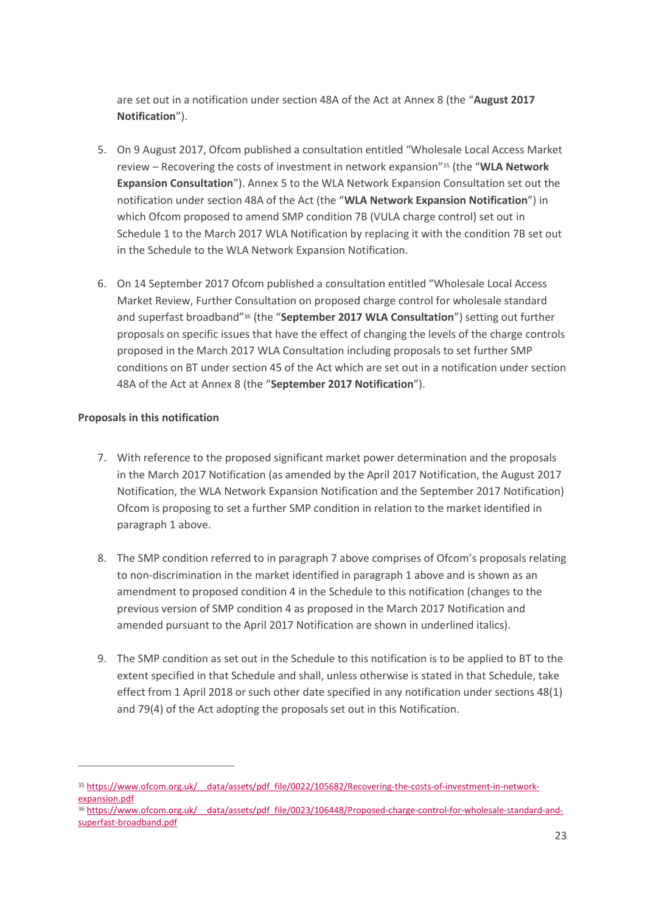are set out in a notification under section 48A of the Act at Annex 8 (the "**August 2017 Notification**").

5. On 9 August 2017, Ofcom published a consultation entitled "Wholesale Local Access Market review – Recovering the costs of investment in network expansion"[35] (the "**WLA Network Expansion Consultation**"). Annex 5 to the WLA Network Expansion Consultation set out the notification under section 48A of the Act (the "**WLA Network Expansion Notification**") in which Ofcom proposed to amend SMP condition 7B (VULA charge control) set out in Schedule 1 to the March 2017 WLA Notification by replacing it with the condition 7B set out in the Schedule to the WLA Network Expansion Notification.

6. On 14 September 2017 Ofcom published a consultation entitled "Wholesale Local Access Market Review, Further Consultation on proposed charge control for wholesale standard and superfast broadband"[36] (the "**September 2017 WLA Consultation**") setting out further proposals on specific issues that have the effect of changing the levels of the charge controls proposed in the March 2017 WLA Consultation including proposals to set further SMP conditions on BT under section 45 of the Act which are set out in a notification under section 48A of the Act at Annex 8 (the "**September 2017 Notification**").

**Proposals in this notification**

7. With reference to the proposed significant market power determination and the proposals in the March 2017 Notification (as amended by the April 2017 Notification, the August 2017 Notification, the WLA Network Expansion Notification and the September 2017 Notification) Ofcom is proposing to set a further SMP condition in relation to the market identified in paragraph 1 above.

8. The SMP condition referred to in paragraph 7 above comprises of Ofcom's proposals relating to non-discrimination in the market identified in paragraph 1 above and is shown as an amendment to proposed condition 4 in the Schedule to this notification (changes to the previous version of SMP condition 4 as proposed in the March 2017 Notification and amended pursuant to the April 2017 Notification are shown in underlined italics).

9. The SMP condition as set out in the Schedule to this notification is to be applied to BT to the extent specified in that Schedule and shall, unless otherwise is stated in that Schedule, take effect from 1 April 2018 or such other date specified in any notification under sections 48(1) and 79(4) of the Act adopting the proposals set out in this Notification.

[35] https://www.ofcom.org.uk/__data/assets/pdf_file/0022/105682/Recovering-the-costs-of-investment-in-network-expansion.pdf

[36] https://www.ofcom.org.uk/__data/assets/pdf_file/0023/106448/Proposed-charge-control-for-wholesale-standard-and-superfast-broadband.pdf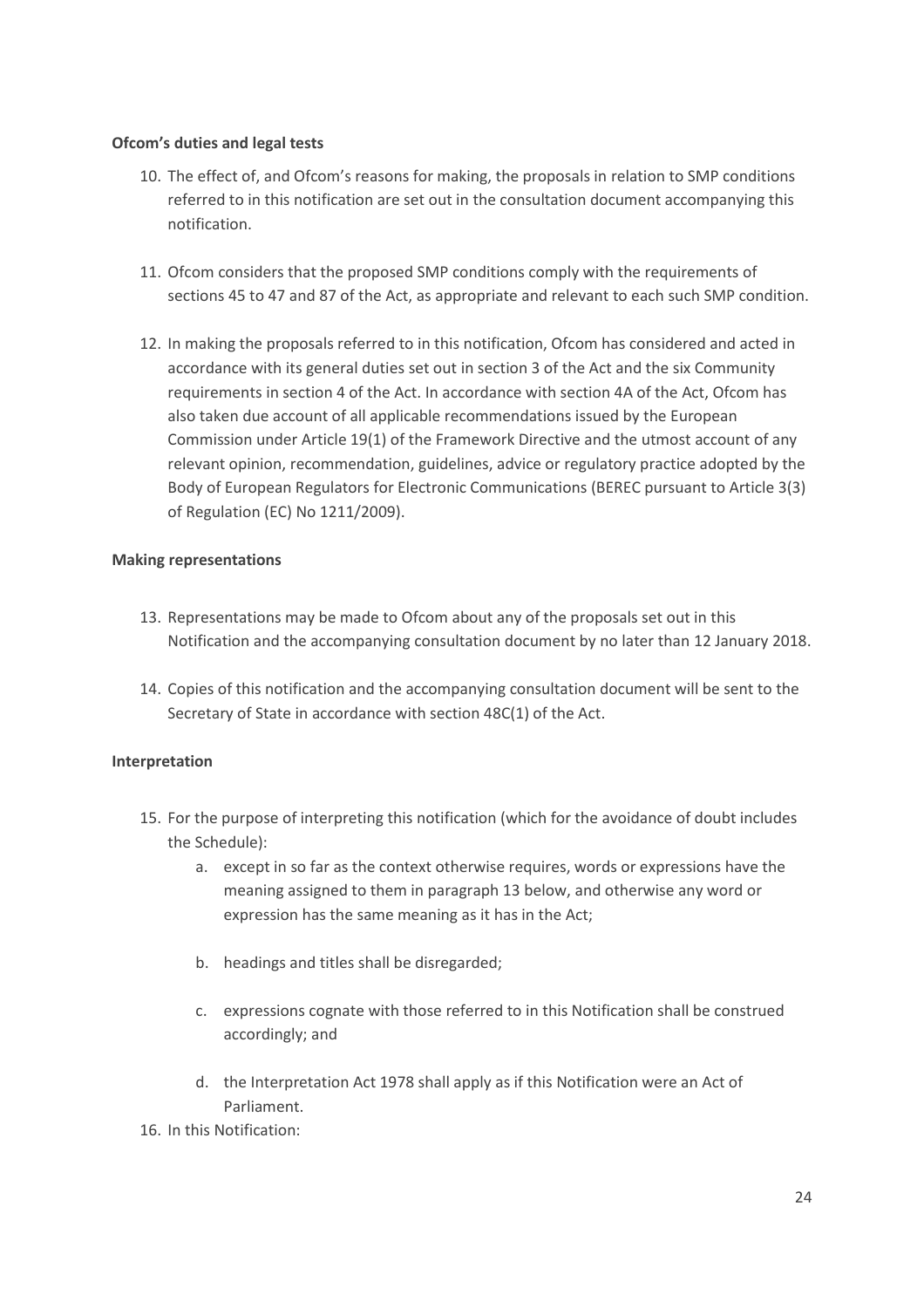**Ofcom's duties and legal tests**

10. The effect of, and Ofcom's reasons for making, the proposals in relation to SMP conditions referred to in this notification are set out in the consultation document accompanying this notification.

11. Ofcom considers that the proposed SMP conditions comply with the requirements of sections 45 to 47 and 87 of the Act, as appropriate and relevant to each such SMP condition.

12. In making the proposals referred to in this notification, Ofcom has considered and acted in accordance with its general duties set out in section 3 of the Act and the six Community requirements in section 4 of the Act. In accordance with section 4A of the Act, Ofcom has also taken due account of all applicable recommendations issued by the European Commission under Article 19(1) of the Framework Directive and the utmost account of any relevant opinion, recommendation, guidelines, advice or regulatory practice adopted by the Body of European Regulators for Electronic Communications (BEREC pursuant to Article 3(3) of Regulation (EC) No 1211/2009).

**Making representations**

13. Representations may be made to Ofcom about any of the proposals set out in this Notification and the accompanying consultation document by no later than 12 January 2018.

14. Copies of this notification and the accompanying consultation document will be sent to the Secretary of State in accordance with section 48C(1) of the Act.

**Interpretation**

15. For the purpose of interpreting this notification (which for the avoidance of doubt includes the Schedule):
    a. except in so far as the context otherwise requires, words or expressions have the meaning assigned to them in paragraph 13 below, and otherwise any word or expression has the same meaning as it has in the Act;

    b. headings and titles shall be disregarded;

    c. expressions cognate with those referred to in this Notification shall be construed accordingly; and

    d. the Interpretation Act 1978 shall apply as if this Notification were an Act of Parliament.

16. In this Notification: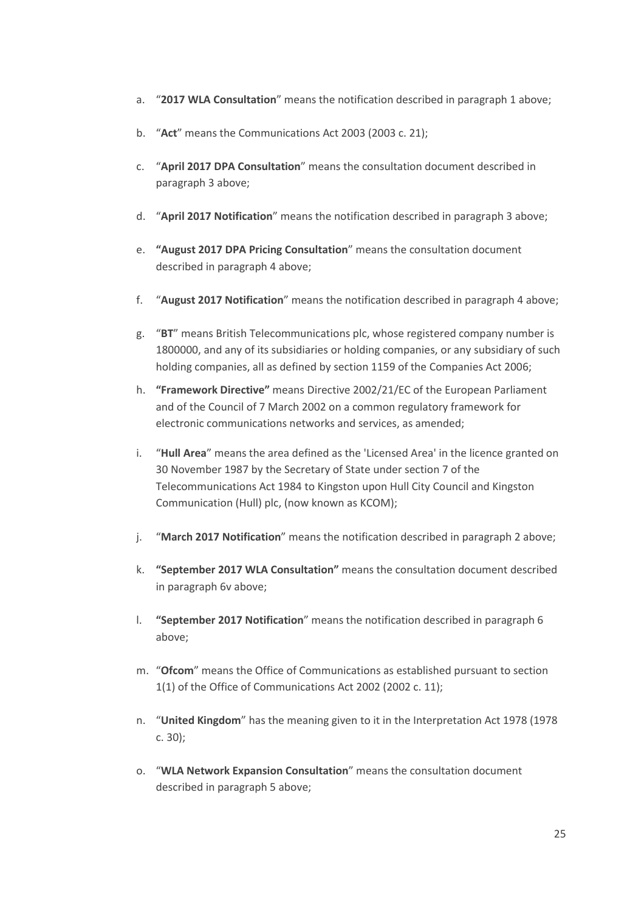a. "**2017 WLA Consultation**" means the notification described in paragraph 1 above;

b. "**Act**" means the Communications Act 2003 (2003 c. 21);

c. "**April 2017 DPA Consultation**" means the consultation document described in paragraph 3 above;

d. "**April 2017 Notification**" means the notification described in paragraph 3 above;

e. **"August 2017 DPA Pricing Consultation**" means the consultation document described in paragraph 4 above;

f. "**August 2017 Notification**" means the notification described in paragraph 4 above;

g. "**BT**" means British Telecommunications plc, whose registered company number is 1800000, and any of its subsidiaries or holding companies, or any subsidiary of such holding companies, all as defined by section 1159 of the Companies Act 2006;

h. **"Framework Directive"** means Directive 2002/21/EC of the European Parliament and of the Council of 7 March 2002 on a common regulatory framework for electronic communications networks and services, as amended;

i. "**Hull Area**" means the area defined as the 'Licensed Area' in the licence granted on 30 November 1987 by the Secretary of State under section 7 of the Telecommunications Act 1984 to Kingston upon Hull City Council and Kingston Communication (Hull) plc, (now known as KCOM);

j. "**March 2017 Notification**" means the notification described in paragraph 2 above;

k. **"September 2017 WLA Consultation"** means the consultation document described in paragraph 6v above;

l. **"September 2017 Notification**" means the notification described in paragraph 6 above;

m. "**Ofcom**" means the Office of Communications as established pursuant to section 1(1) of the Office of Communications Act 2002 (2002 c. 11);

n. "**United Kingdom**" has the meaning given to it in the Interpretation Act 1978 (1978 c. 30);

o. "**WLA Network Expansion Consultation**" means the consultation document described in paragraph 5 above;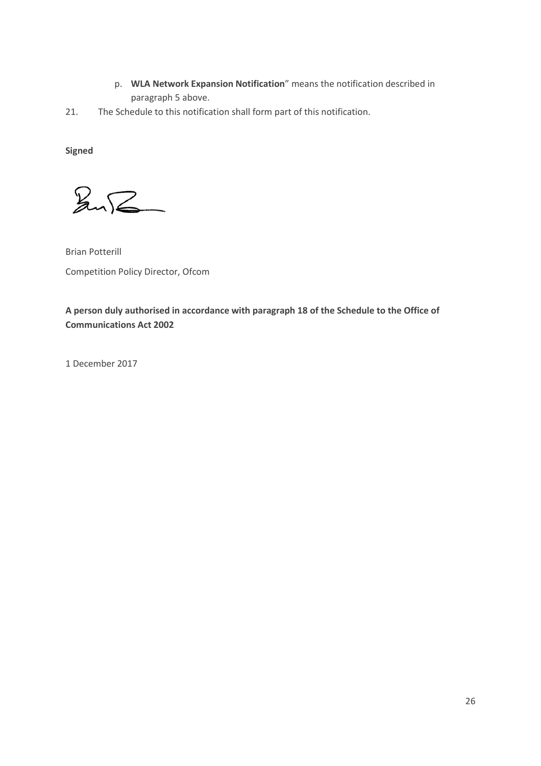p. **WLA Network Expansion Notification**" means the notification described in paragraph 5 above.

21. The Schedule to this notification shall form part of this notification.

**Signed**

Brian Potterill

Competition Policy Director, Ofcom

**A person duly authorised in accordance with paragraph 18 of the Schedule to the Office of Communications Act 2002**

1 December 2017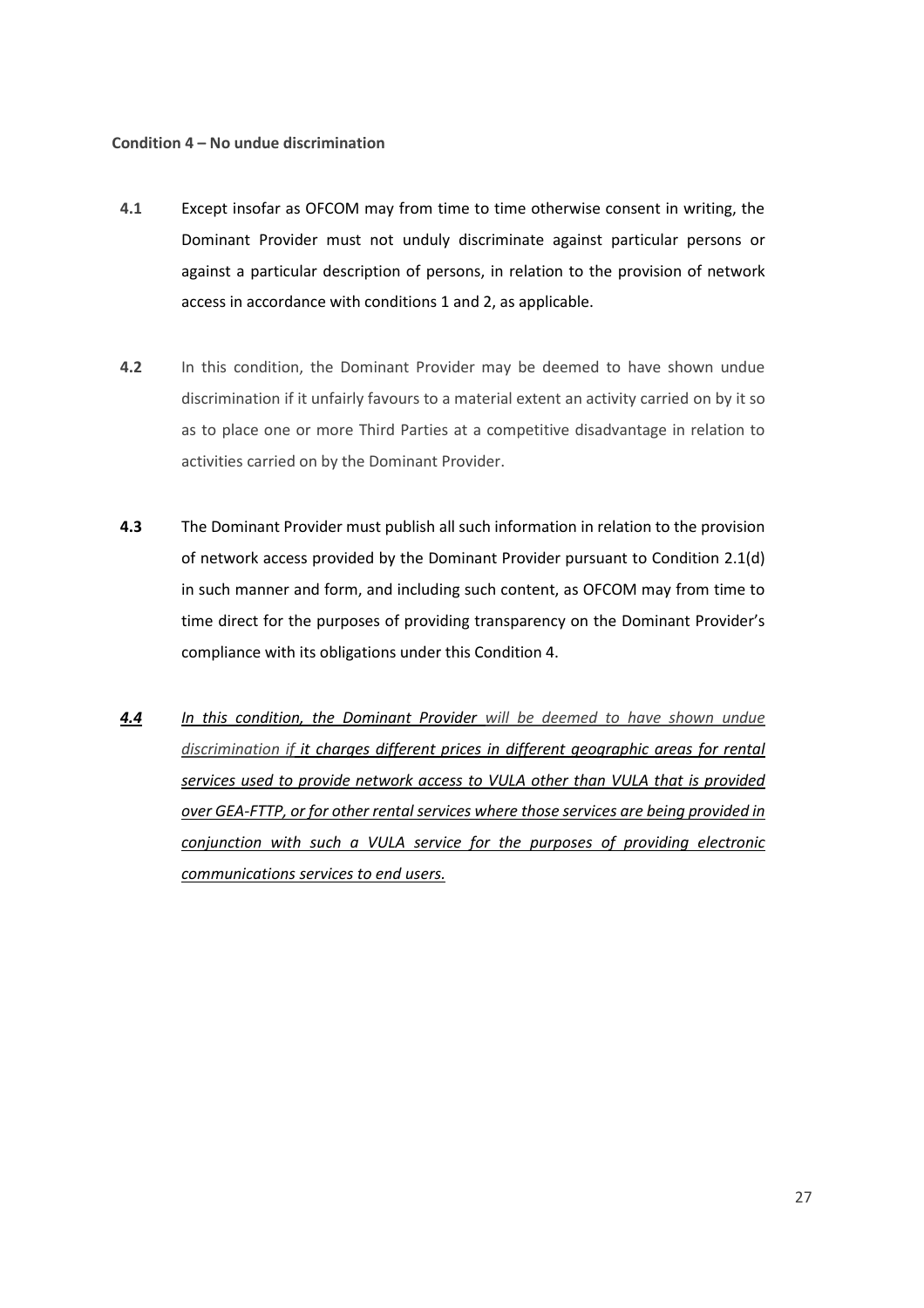**Condition 4 – No undue discrimination**

**4.1** Except insofar as OFCOM may from time to time otherwise consent in writing, the Dominant Provider must not unduly discriminate against particular persons or against a particular description of persons, in relation to the provision of network access in accordance with conditions 1 and 2, as applicable.

**4.2** In this condition, the Dominant Provider may be deemed to have shown undue discrimination if it unfairly favours to a material extent an activity carried on by it so as to place one or more Third Parties at a competitive disadvantage in relation to activities carried on by the Dominant Provider.

**4.3** The Dominant Provider must publish all such information in relation to the provision of network access provided by the Dominant Provider pursuant to Condition 2.1(d) in such manner and form, and including such content, as OFCOM may from time to time direct for the purposes of providing transparency on the Dominant Provider's compliance with its obligations under this Condition 4.

***4.4*** *In this condition, the Dominant Provider will be deemed to have shown undue discrimination if* ***it charges different prices in different geographic areas for rental services used to provide network access to VULA other than VULA that is provided over GEA-FTTP, or for other rental services where those services are being provided in conjunction with such a VULA service for the purposes of providing electronic communications services to end users.***